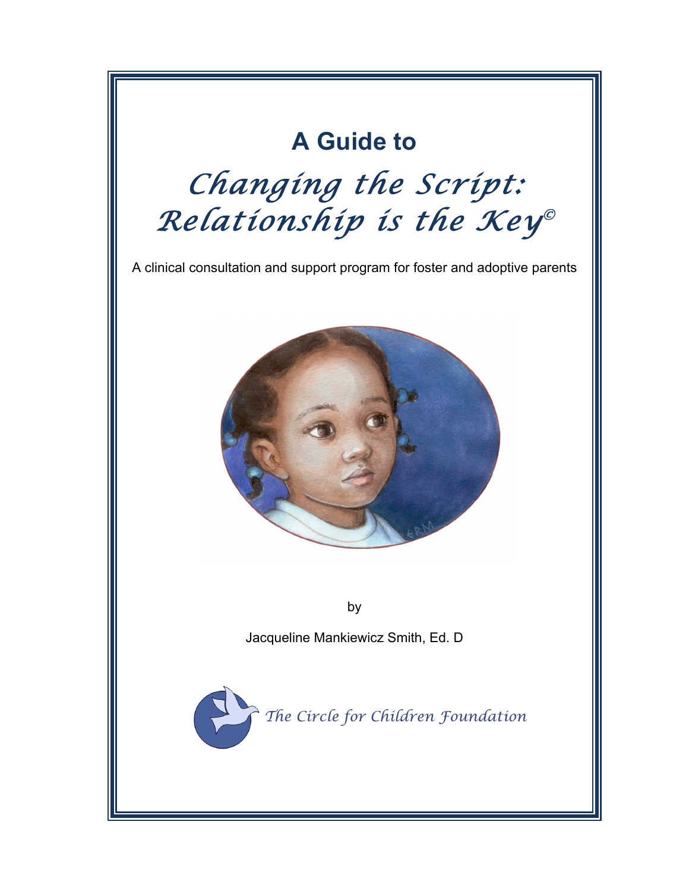# A Guide to

# *Changing the Script: Relationship is the Key©*

A clinical consultation and support program for foster and adoptive parents

by

Jacqueline Mankiewicz Smith, Ed. D

*The Circle for Children Foundation*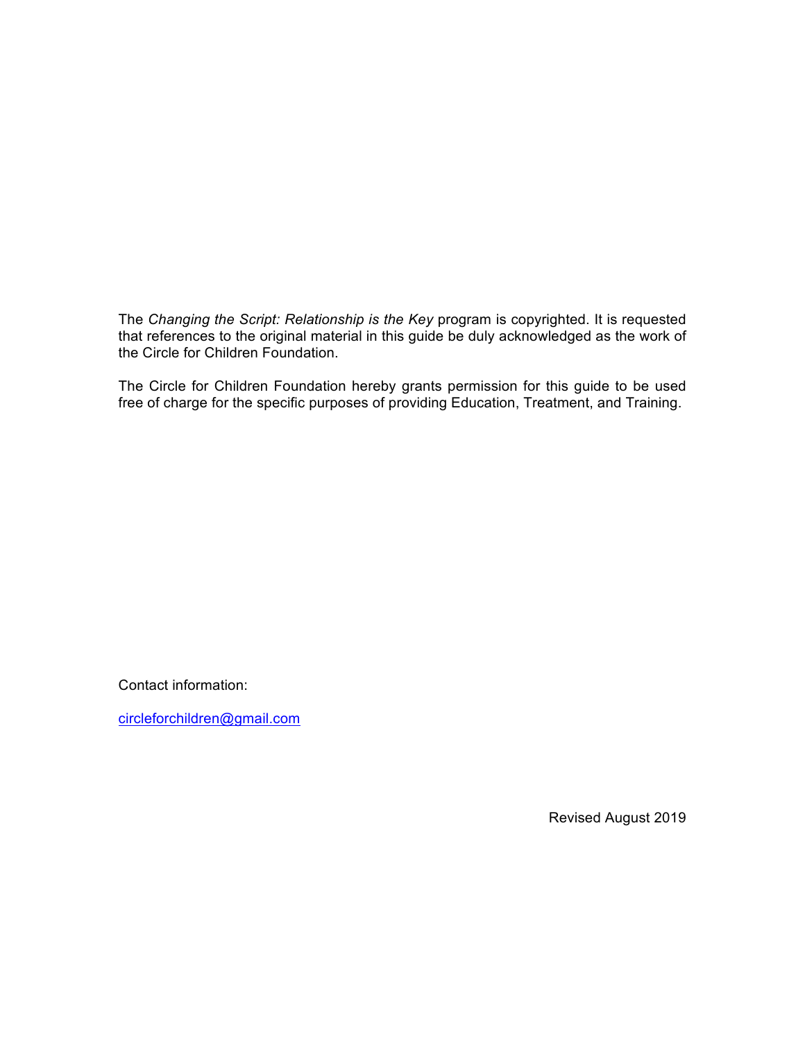The *Changing the Script: Relationship is the Key* program is copyrighted. It is requested that references to the original material in this guide be duly acknowledged as the work of the Circle for Children Foundation.

The Circle for Children Foundation hereby grants permission for this guide to be used free of charge for the specific purposes of providing Education, Treatment, and Training.

Contact information:

circleforchildren@gmail.com

Revised August 2019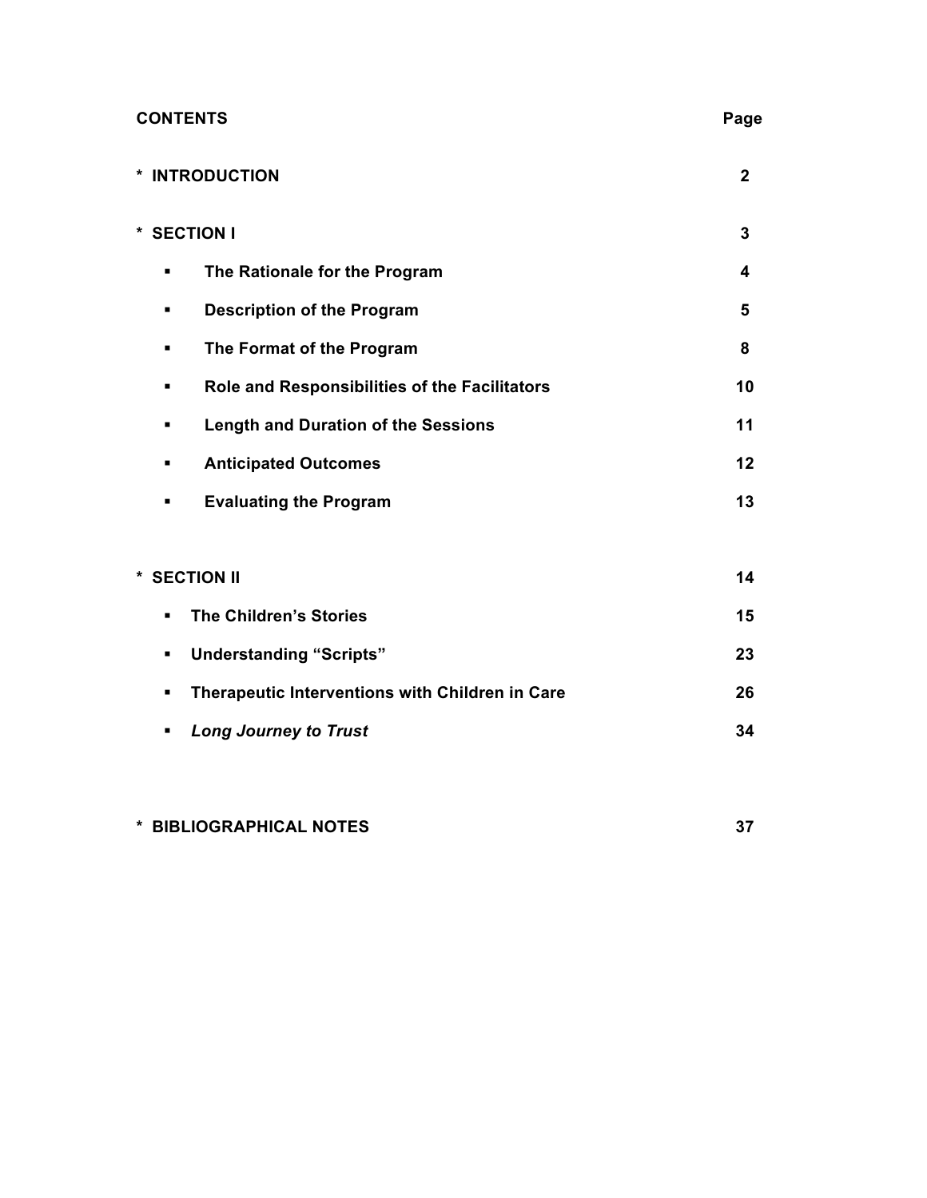| **CONTENTS** | **Page** |
| --- | --- |
| * **INTRODUCTION** | **2** |
| * **SECTION I** | **3** |
| ▪ **The Rationale for the Program** | **4** |
| ▪ **Description of the Program** | **5** |
| ▪ **The Format of the Program** | **8** |
| ▪ **Role and Responsibilities of the Facilitators** | **10** |
| ▪ **Length and Duration of the Sessions** | **11** |
| ▪ **Anticipated Outcomes** | **12** |
| ▪ **Evaluating the Program** | **13** |
| * **SECTION II** | **14** |
| ▪ **The Children's Stories** | **15** |
| ▪ **Understanding "Scripts"** | **23** |
| ▪ **Therapeutic Interventions with Children in Care** | **26** |
| ▪ ***Long Journey to Trust*** | **34** |
| * **BIBLIOGRAPHICAL NOTES** | **37** |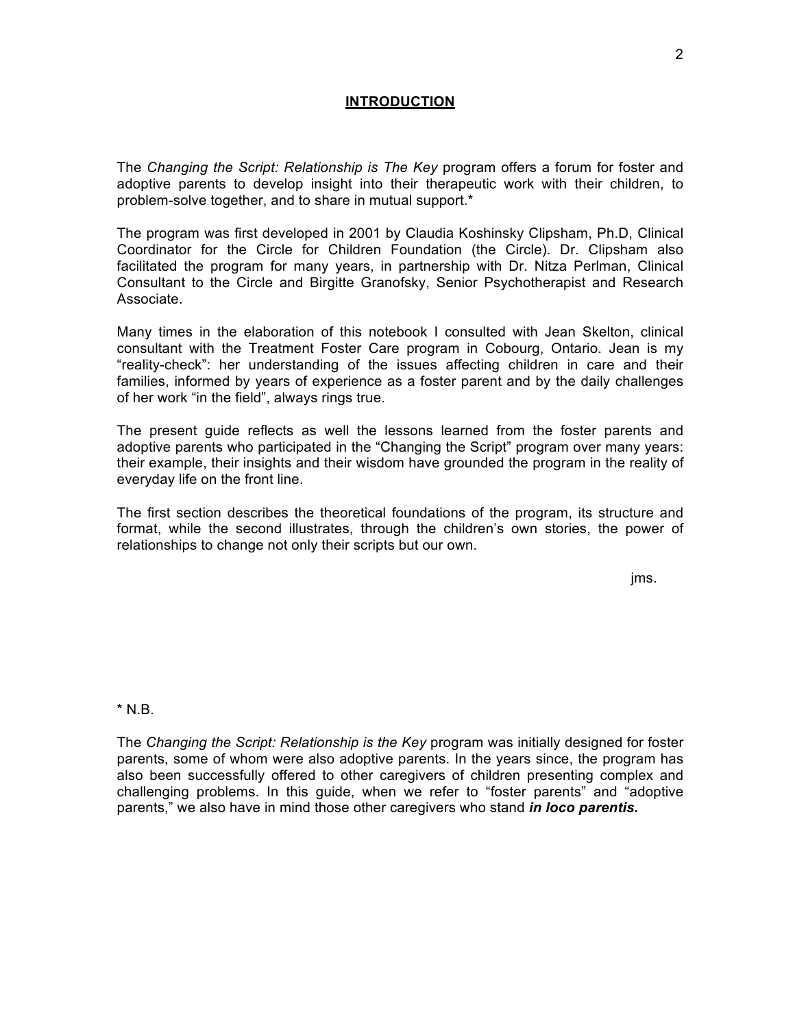## INTRODUCTION

The *Changing the Script: Relationship is The Key* program offers a forum for foster and adoptive parents to develop insight into their therapeutic work with their children, to problem-solve together, and to share in mutual support.*

The program was first developed in 2001 by Claudia Koshinsky Clipsham, Ph.D, Clinical Coordinator for the Circle for Children Foundation (the Circle). Dr. Clipsham also facilitated the program for many years, in partnership with Dr. Nitza Perlman, Clinical Consultant to the Circle and Birgitte Granofsky, Senior Psychotherapist and Research Associate.

Many times in the elaboration of this notebook I consulted with Jean Skelton, clinical consultant with the Treatment Foster Care program in Cobourg, Ontario. Jean is my "reality-check": her understanding of the issues affecting children in care and their families, informed by years of experience as a foster parent and by the daily challenges of her work "in the field", always rings true.

The present guide reflects as well the lessons learned from the foster parents and adoptive parents who participated in the "Changing the Script" program over many years: their example, their insights and their wisdom have grounded the program in the reality of everyday life on the front line.

The first section describes the theoretical foundations of the program, its structure and format, while the second illustrates, through the children's own stories, the power of relationships to change not only their scripts but our own.

jms.

* N.B.

The *Changing the Script: Relationship is the Key* program was initially designed for foster parents, some of whom were also adoptive parents. In the years since, the program has also been successfully offered to other caregivers of children presenting complex and challenging problems. In this guide, when we refer to "foster parents" and "adoptive parents," we also have in mind those other caregivers who stand ***in loco parentis.***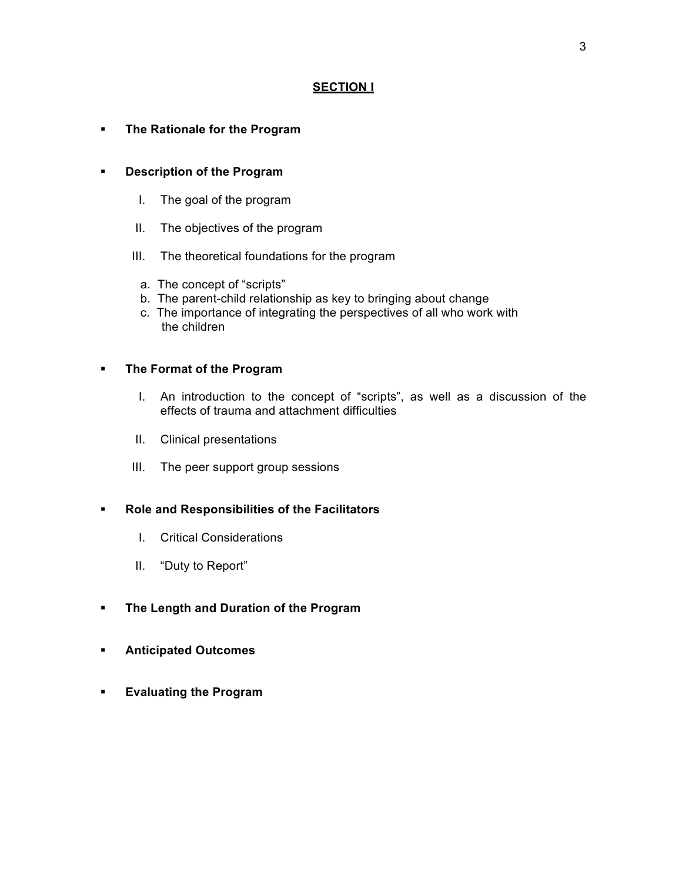## SECTION I

- **The Rationale for the Program**

- **Description of the Program**

  I. The goal of the program

  II. The objectives of the program

  III. The theoretical foundations for the program

    a. The concept of "scripts"
    b. The parent-child relationship as key to bringing about change
    c. The importance of integrating the perspectives of all who work with the children

- **The Format of the Program**

  I. An introduction to the concept of "scripts", as well as a discussion of the effects of trauma and attachment difficulties

  II. Clinical presentations

  III. The peer support group sessions

- **Role and Responsibilities of the Facilitators**

  I. Critical Considerations

  II. "Duty to Report"

- **The Length and Duration of the Program**

- **Anticipated Outcomes**

- **Evaluating the Program**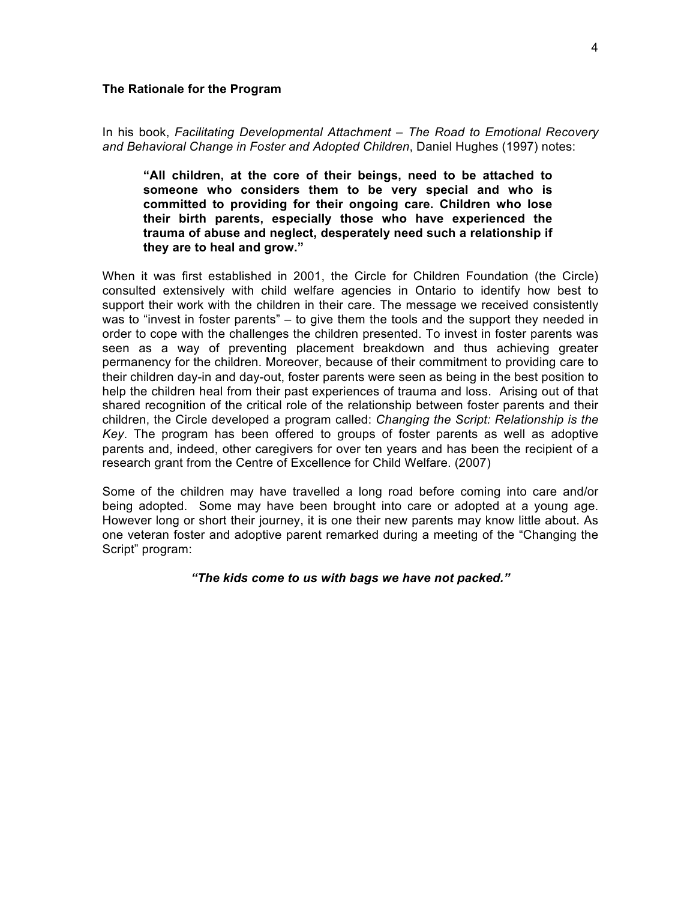## The Rationale for the Program

In his book, *Facilitating Developmental Attachment – The Road to Emotional Recovery and Behavioral Change in Foster and Adopted Children*, Daniel Hughes (1997) notes:

> **"All children, at the core of their beings, need to be attached to someone who considers them to be very special and who is committed to providing for their ongoing care. Children who lose their birth parents, especially those who have experienced the trauma of abuse and neglect, desperately need such a relationship if they are to heal and grow."**

When it was first established in 2001, the Circle for Children Foundation (the Circle) consulted extensively with child welfare agencies in Ontario to identify how best to support their work with the children in their care. The message we received consistently was to "invest in foster parents" – to give them the tools and the support they needed in order to cope with the challenges the children presented. To invest in foster parents was seen as a way of preventing placement breakdown and thus achieving greater permanency for the children. Moreover, because of their commitment to providing care to their children day-in and day-out, foster parents were seen as being in the best position to help the children heal from their past experiences of trauma and loss. Arising out of that shared recognition of the critical role of the relationship between foster parents and their children, the Circle developed a program called: *Changing the Script: Relationship is the Key*. The program has been offered to groups of foster parents as well as adoptive parents and, indeed, other caregivers for over ten years and has been the recipient of a research grant from the Centre of Excellence for Child Welfare. (2007)

Some of the children may have travelled a long road before coming into care and/or being adopted. Some may have been brought into care or adopted at a young age. However long or short their journey, it is one their new parents may know little about. As one veteran foster and adoptive parent remarked during a meeting of the "Changing the Script" program:

***"The kids come to us with bags we have not packed."***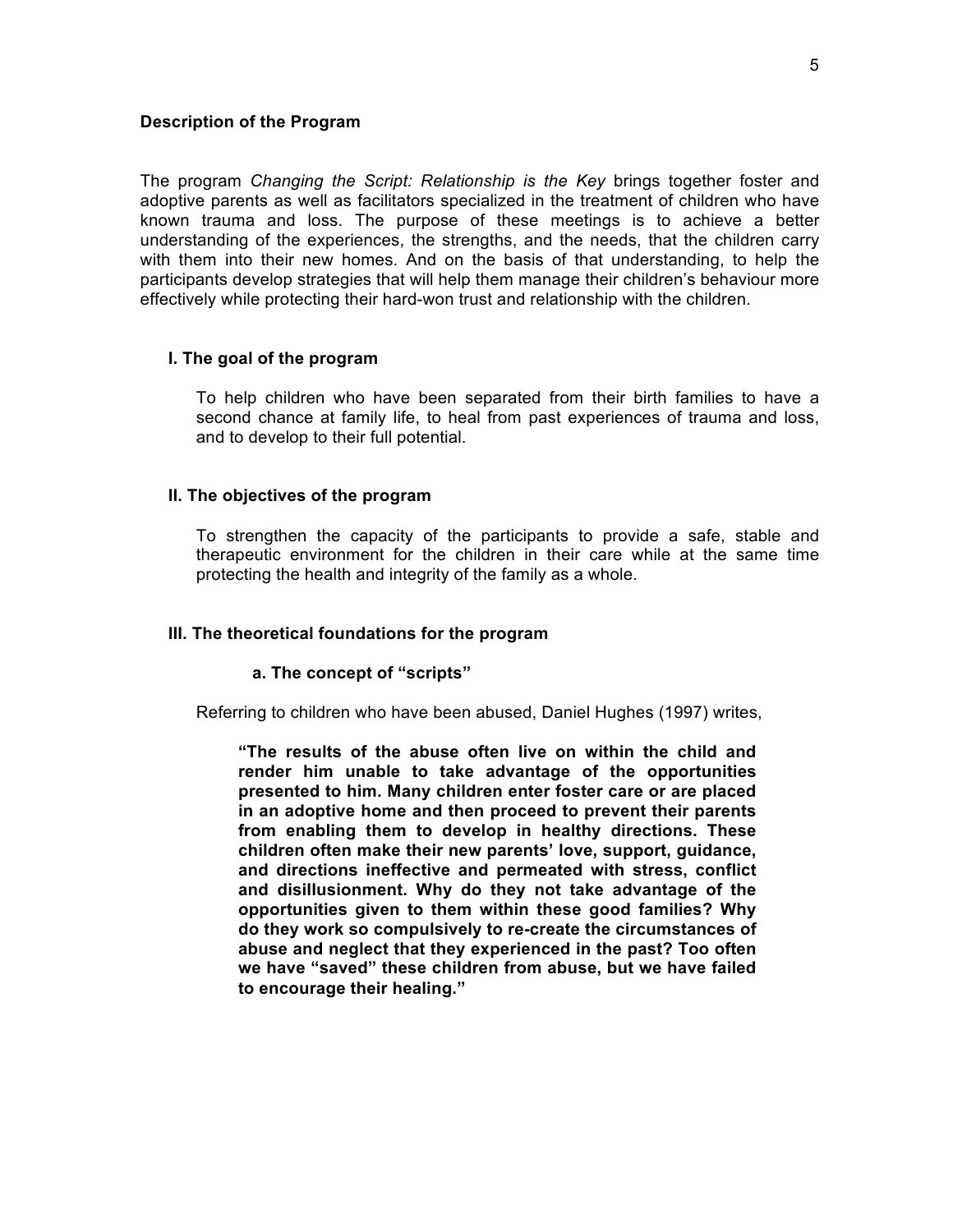## Description of the Program

The program *Changing the Script: Relationship is the Key* brings together foster and adoptive parents as well as facilitators specialized in the treatment of children who have known trauma and loss. The purpose of these meetings is to achieve a better understanding of the experiences, the strengths, and the needs, that the children carry with them into their new homes. And on the basis of that understanding, to help the participants develop strategies that will help them manage their children's behaviour more effectively while protecting their hard-won trust and relationship with the children.

### I. The goal of the program

To help children who have been separated from their birth families to have a second chance at family life, to heal from past experiences of trauma and loss, and to develop to their full potential.

### II. The objectives of the program

To strengthen the capacity of the participants to provide a safe, stable and therapeutic environment for the children in their care while at the same time protecting the health and integrity of the family as a whole.

### III. The theoretical foundations for the program

#### a. The concept of "scripts"

Referring to children who have been abused, Daniel Hughes (1997) writes,

> **"The results of the abuse often live on within the child and render him unable to take advantage of the opportunities presented to him. Many children enter foster care or are placed in an adoptive home and then proceed to prevent their parents from enabling them to develop in healthy directions. These children often make their new parents' love, support, guidance, and directions ineffective and permeated with stress, conflict and disillusionment. Why do they not take advantage of the opportunities given to them within these good families? Why do they work so compulsively to re-create the circumstances of abuse and neglect that they experienced in the past? Too often we have "saved" these children from abuse, but we have failed to encourage their healing."**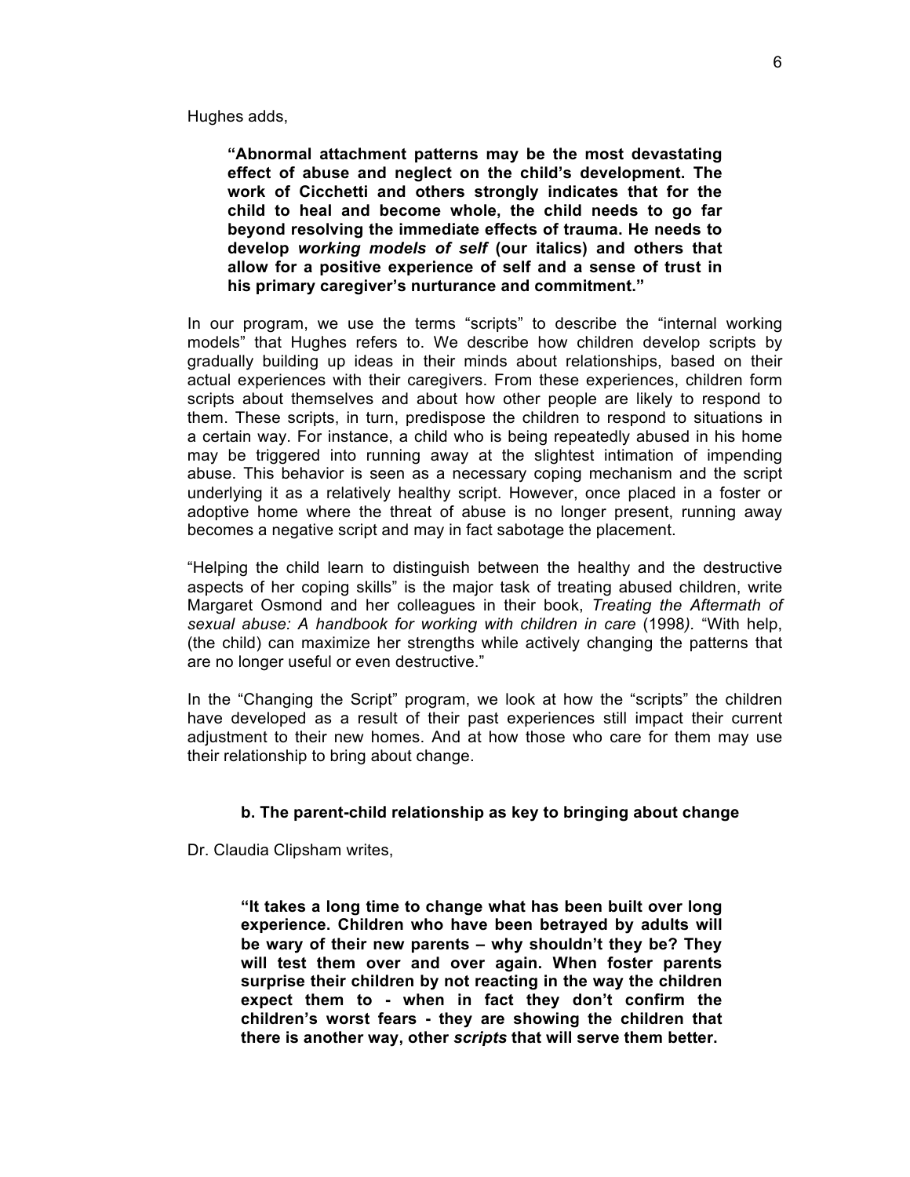Hughes adds,

> **"Abnormal attachment patterns may be the most devastating effect of abuse and neglect on the child's development. The work of Cicchetti and others strongly indicates that for the child to heal and become whole, the child needs to go far beyond resolving the immediate effects of trauma. He needs to develop *working models of self* (our italics) and others that allow for a positive experience of self and a sense of trust in his primary caregiver's nurturance and commitment."**

In our program, we use the terms "scripts" to describe the "internal working models" that Hughes refers to. We describe how children develop scripts by gradually building up ideas in their minds about relationships, based on their actual experiences with their caregivers. From these experiences, children form scripts about themselves and about how other people are likely to respond to them. These scripts, in turn, predispose the children to respond to situations in a certain way. For instance, a child who is being repeatedly abused in his home may be triggered into running away at the slightest intimation of impending abuse. This behavior is seen as a necessary coping mechanism and the script underlying it as a relatively healthy script. However, once placed in a foster or adoptive home where the threat of abuse is no longer present, running away becomes a negative script and may in fact sabotage the placement.

"Helping the child learn to distinguish between the healthy and the destructive aspects of her coping skills" is the major task of treating abused children, write Margaret Osmond and her colleagues in their book, *Treating the Aftermath of sexual abuse: A handbook for working with children in care* (1998*).* "With help, (the child) can maximize her strengths while actively changing the patterns that are no longer useful or even destructive."

In the "Changing the Script" program, we look at how the "scripts" the children have developed as a result of their past experiences still impact their current adjustment to their new homes. And at how those who care for them may use their relationship to bring about change.

### b. The parent-child relationship as key to bringing about change

Dr. Claudia Clipsham writes,

> **"It takes a long time to change what has been built over long experience. Children who have been betrayed by adults will be wary of their new parents – why shouldn't they be? They will test them over and over again. When foster parents surprise their children by not reacting in the way the children expect them to - when in fact they don't confirm the children's worst fears - they are showing the children that there is another way, other *scripts* that will serve them better.**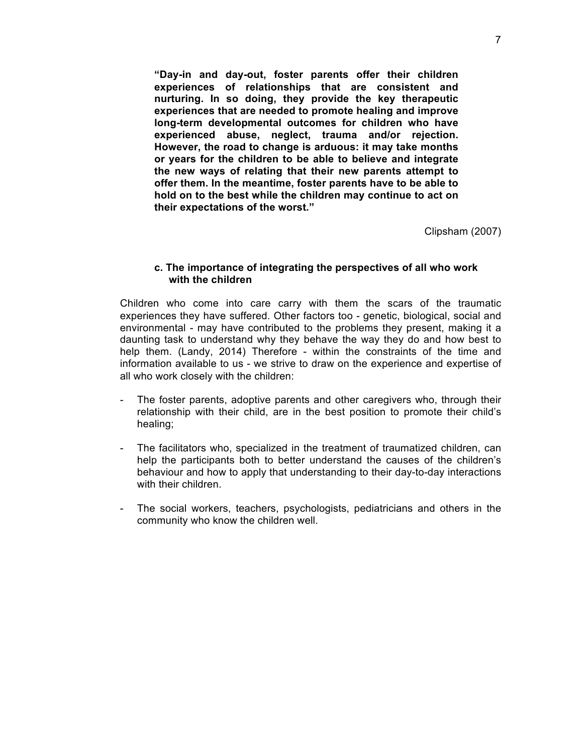> **"Day-in and day-out, foster parents offer their children experiences of relationships that are consistent and nurturing. In so doing, they provide the key therapeutic experiences that are needed to promote healing and improve long-term developmental outcomes for children who have experienced abuse, neglect, trauma and/or rejection. However, the road to change is arduous: it may take months or years for the children to be able to believe and integrate the new ways of relating that their new parents attempt to offer them. In the meantime, foster parents have to be able to hold on to the best while the children may continue to act on their expectations of the worst."**

Clipsham (2007)

### c. The importance of integrating the perspectives of all who work with the children

Children who come into care carry with them the scars of the traumatic experiences they have suffered. Other factors too - genetic, biological, social and environmental - may have contributed to the problems they present, making it a daunting task to understand why they behave the way they do and how best to help them. (Landy, 2014) Therefore - within the constraints of the time and information available to us - we strive to draw on the experience and expertise of all who work closely with the children:

- The foster parents, adoptive parents and other caregivers who, through their relationship with their child, are in the best position to promote their child's healing;

- The facilitators who, specialized in the treatment of traumatized children, can help the participants both to better understand the causes of the children's behaviour and how to apply that understanding to their day-to-day interactions with their children.

- The social workers, teachers, psychologists, pediatricians and others in the community who know the children well.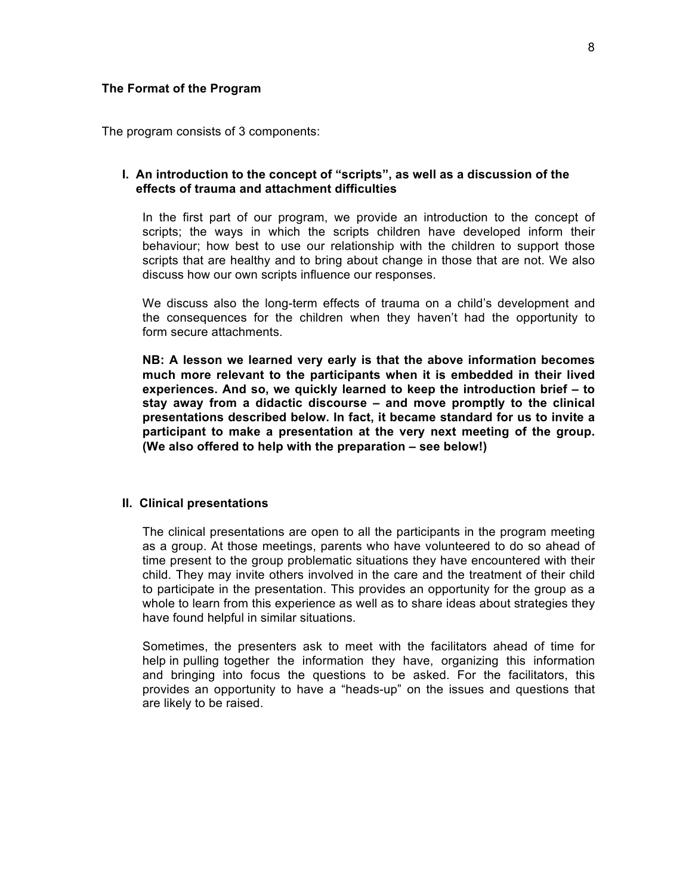### The Format of the Program

The program consists of 3 components:

#### I. An introduction to the concept of "scripts", as well as a discussion of the effects of trauma and attachment difficulties

In the first part of our program, we provide an introduction to the concept of scripts; the ways in which the scripts children have developed inform their behaviour; how best to use our relationship with the children to support those scripts that are healthy and to bring about change in those that are not. We also discuss how our own scripts influence our responses.

We discuss also the long-term effects of trauma on a child's development and the consequences for the children when they haven't had the opportunity to form secure attachments.

**NB: A lesson we learned very early is that the above information becomes much more relevant to the participants when it is embedded in their lived experiences. And so, we quickly learned to keep the introduction brief – to stay away from a didactic discourse – and move promptly to the clinical presentations described below. In fact, it became standard for us to invite a participant to make a presentation at the very next meeting of the group. (We also offered to help with the preparation – see below!)**

#### II. Clinical presentations

The clinical presentations are open to all the participants in the program meeting as a group. At those meetings, parents who have volunteered to do so ahead of time present to the group problematic situations they have encountered with their child. They may invite others involved in the care and the treatment of their child to participate in the presentation. This provides an opportunity for the group as a whole to learn from this experience as well as to share ideas about strategies they have found helpful in similar situations.

Sometimes, the presenters ask to meet with the facilitators ahead of time for help in pulling together the information they have, organizing this information and bringing into focus the questions to be asked. For the facilitators, this provides an opportunity to have a "heads-up" on the issues and questions that are likely to be raised.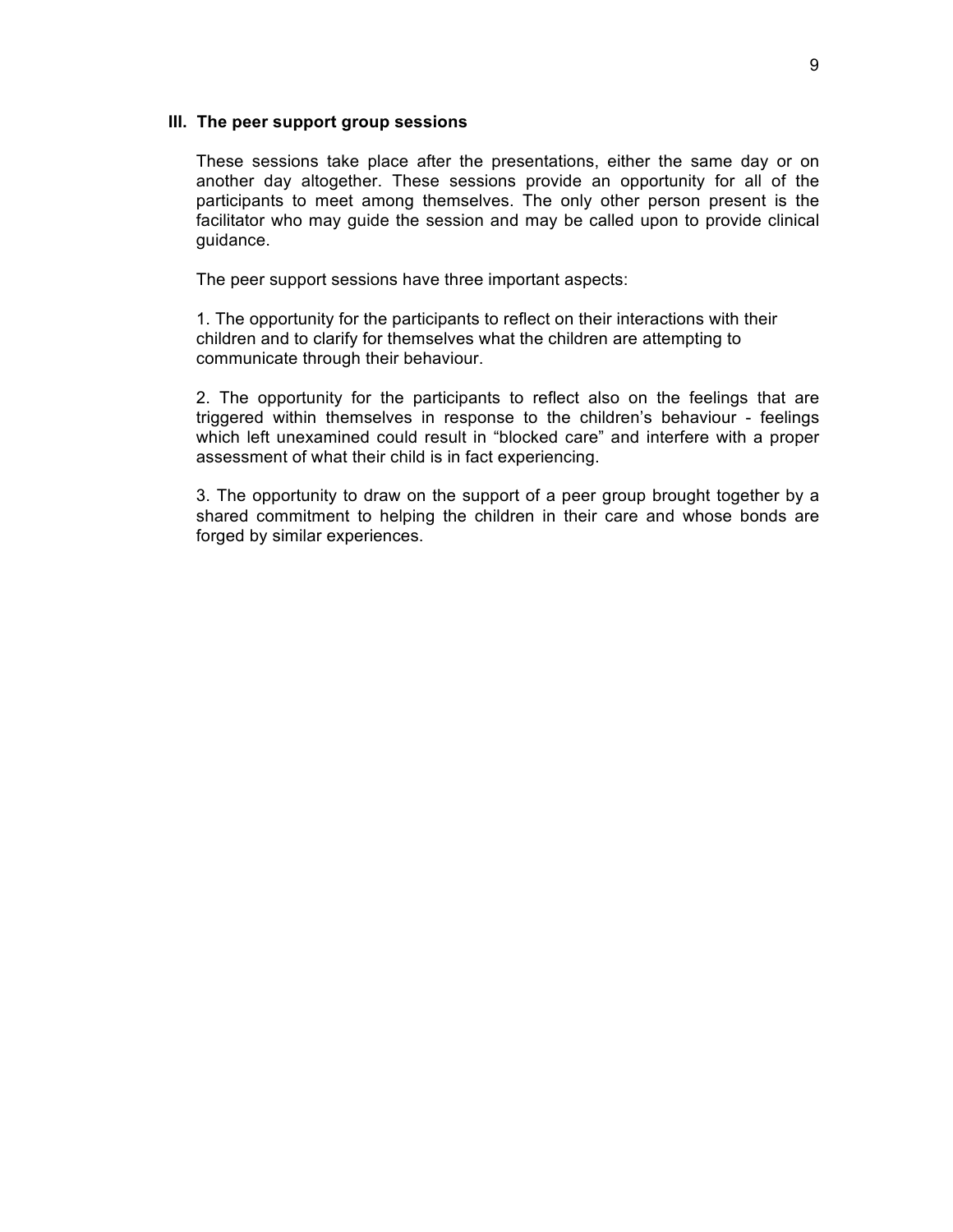### III. The peer support group sessions

These sessions take place after the presentations, either the same day or on another day altogether. These sessions provide an opportunity for all of the participants to meet among themselves. The only other person present is the facilitator who may guide the session and may be called upon to provide clinical guidance.

The peer support sessions have three important aspects:

1. The opportunity for the participants to reflect on their interactions with their children and to clarify for themselves what the children are attempting to communicate through their behaviour.

2. The opportunity for the participants to reflect also on the feelings that are triggered within themselves in response to the children's behaviour - feelings which left unexamined could result in "blocked care" and interfere with a proper assessment of what their child is in fact experiencing.

3. The opportunity to draw on the support of a peer group brought together by a shared commitment to helping the children in their care and whose bonds are forged by similar experiences.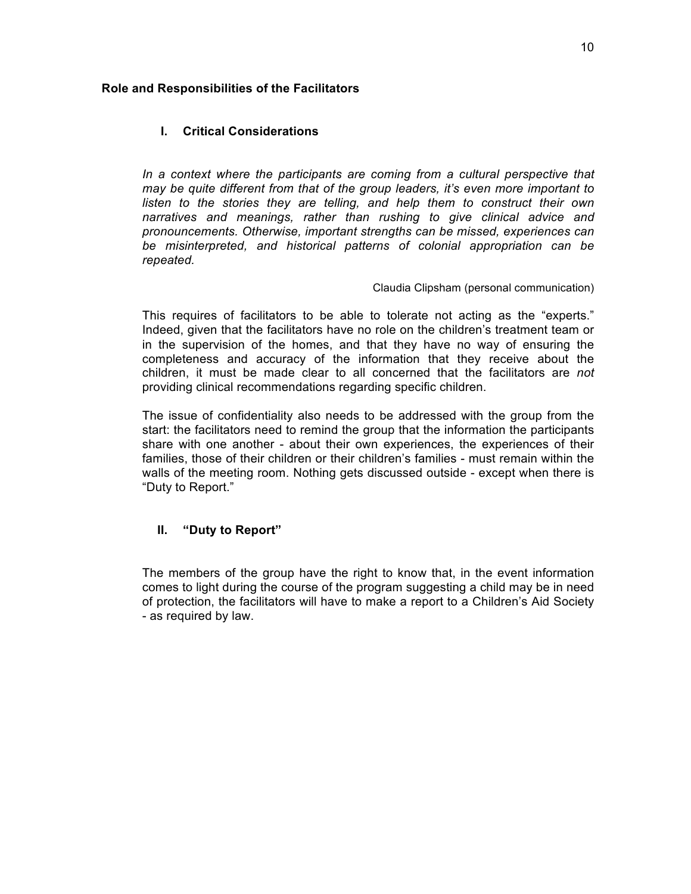## Role and Responsibilities of the Facilitators

### I. Critical Considerations

*In a context where the participants are coming from a cultural perspective that may be quite different from that of the group leaders, it's even more important to listen to the stories they are telling, and help them to construct their own narratives and meanings, rather than rushing to give clinical advice and pronouncements. Otherwise, important strengths can be missed, experiences can be misinterpreted, and historical patterns of colonial appropriation can be repeated.*

Claudia Clipsham (personal communication)

This requires of facilitators to be able to tolerate not acting as the "experts." Indeed, given that the facilitators have no role on the children's treatment team or in the supervision of the homes, and that they have no way of ensuring the completeness and accuracy of the information that they receive about the children, it must be made clear to all concerned that the facilitators are *not* providing clinical recommendations regarding specific children.

The issue of confidentiality also needs to be addressed with the group from the start: the facilitators need to remind the group that the information the participants share with one another - about their own experiences, the experiences of their families, those of their children or their children's families - must remain within the walls of the meeting room. Nothing gets discussed outside - except when there is "Duty to Report."

### II. "Duty to Report"

The members of the group have the right to know that, in the event information comes to light during the course of the program suggesting a child may be in need of protection, the facilitators will have to make a report to a Children's Aid Society - as required by law.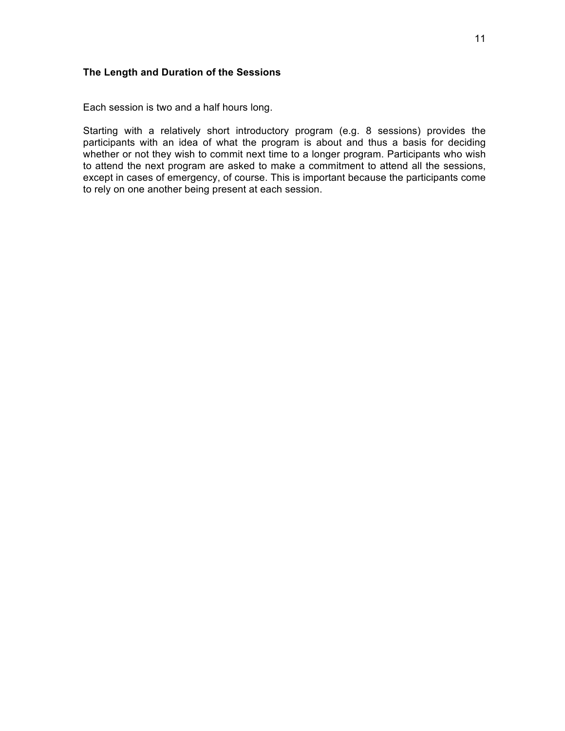### The Length and Duration of the Sessions

Each session is two and a half hours long.

Starting with a relatively short introductory program (e.g. 8 sessions) provides the participants with an idea of what the program is about and thus a basis for deciding whether or not they wish to commit next time to a longer program. Participants who wish to attend the next program are asked to make a commitment to attend all the sessions, except in cases of emergency, of course. This is important because the participants come to rely on one another being present at each session.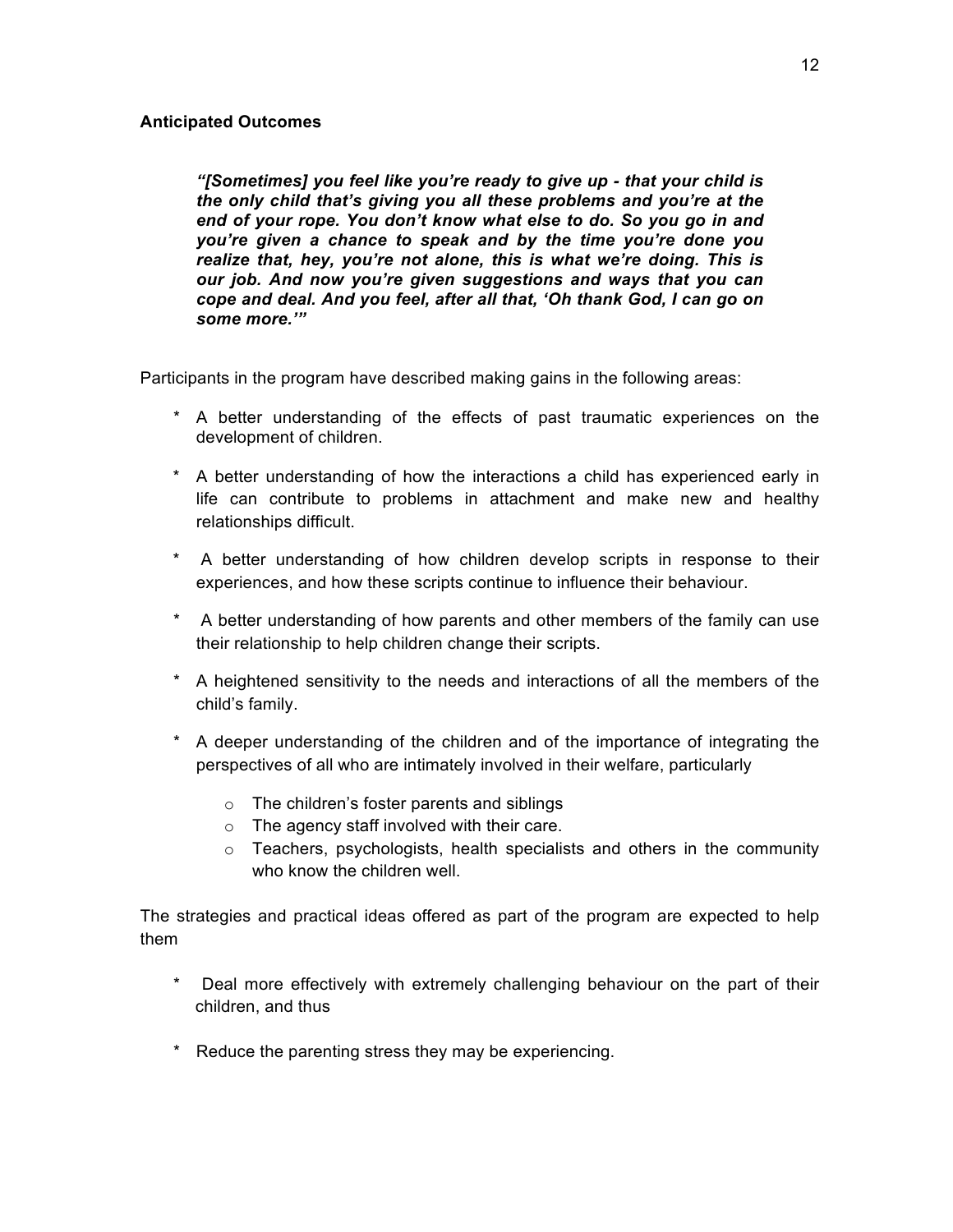**Anticipated Outcomes**

> ***"[Sometimes] you feel like you're ready to give up - that your child is the only child that's giving you all these problems and you're at the end of your rope. You don't know what else to do. So you go in and you're given a chance to speak and by the time you're done you realize that, hey, you're not alone, this is what we're doing. This is our job. And now you're given suggestions and ways that you can cope and deal. And you feel, after all that, 'Oh thank God, I can go on some more.'"***

Participants in the program have described making gains in the following areas:

* A better understanding of the effects of past traumatic experiences on the development of children.
* A better understanding of how the interactions a child has experienced early in life can contribute to problems in attachment and make new and healthy relationships difficult.
* A better understanding of how children develop scripts in response to their experiences, and how these scripts continue to influence their behaviour.
* A better understanding of how parents and other members of the family can use their relationship to help children change their scripts.
* A heightened sensitivity to the needs and interactions of all the members of the child's family.
* A deeper understanding of the children and of the importance of integrating the perspectives of all who are intimately involved in their welfare, particularly
    - The children's foster parents and siblings
    - The agency staff involved with their care.
    - Teachers, psychologists, health specialists and others in the community who know the children well.

The strategies and practical ideas offered as part of the program are expected to help them

* Deal more effectively with extremely challenging behaviour on the part of their children, and thus
* Reduce the parenting stress they may be experiencing.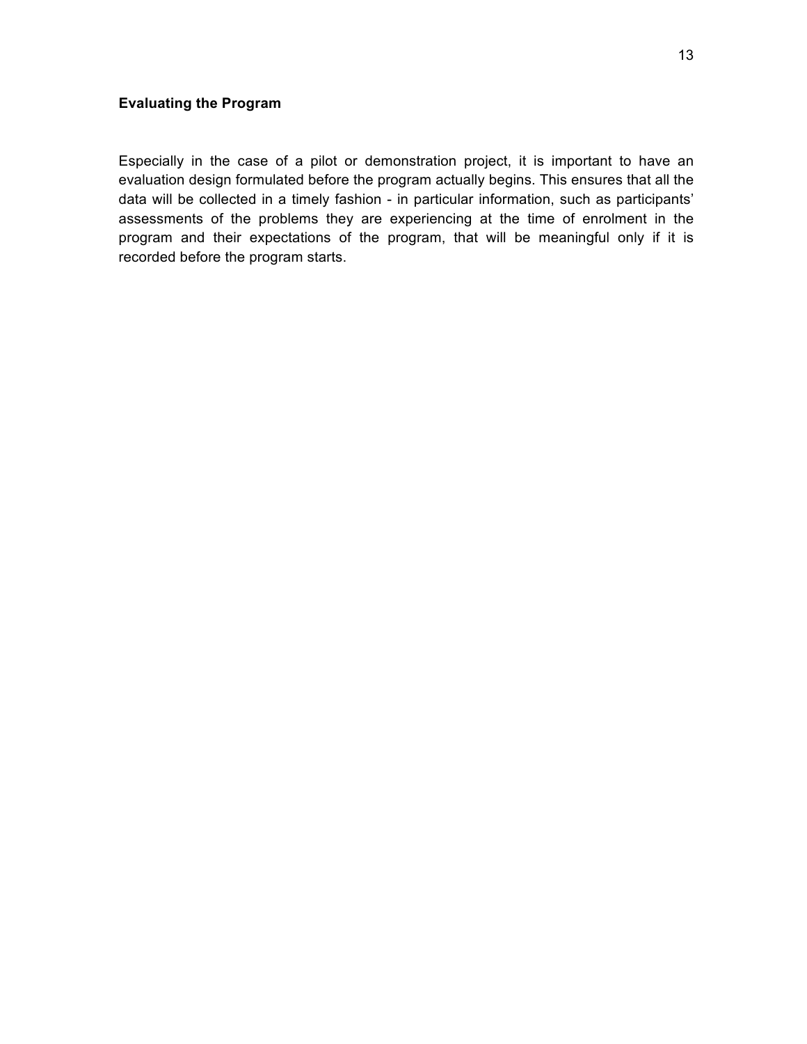**Evaluating the Program**

Especially in the case of a pilot or demonstration project, it is important to have an evaluation design formulated before the program actually begins. This ensures that all the data will be collected in a timely fashion - in particular information, such as participants' assessments of the problems they are experiencing at the time of enrolment in the program and their expectations of the program, that will be meaningful only if it is recorded before the program starts.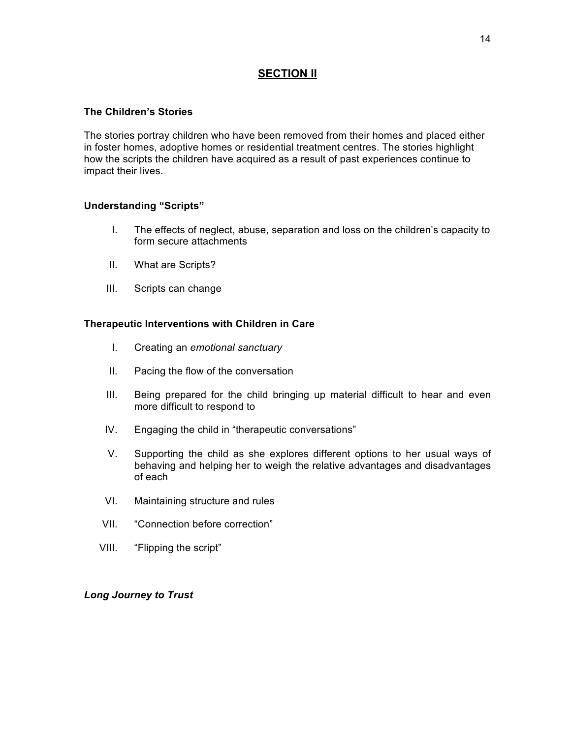## SECTION II

### The Children's Stories

The stories portray children who have been removed from their homes and placed either in foster homes, adoptive homes or residential treatment centres. The stories highlight how the scripts the children have acquired as a result of past experiences continue to impact their lives.

### Understanding "Scripts"

I. The effects of neglect, abuse, separation and loss on the children's capacity to form secure attachments

II. What are Scripts?

III. Scripts can change

### Therapeutic Interventions with Children in Care

I. Creating an *emotional sanctuary*

II. Pacing the flow of the conversation

III. Being prepared for the child bringing up material difficult to hear and even more difficult to respond to

IV. Engaging the child in "therapeutic conversations"

V. Supporting the child as she explores different options to her usual ways of behaving and helping her to weigh the relative advantages and disadvantages of each

VI. Maintaining structure and rules

VII. "Connection before correction"

VIII. "Flipping the script"

***Long Journey to Trust***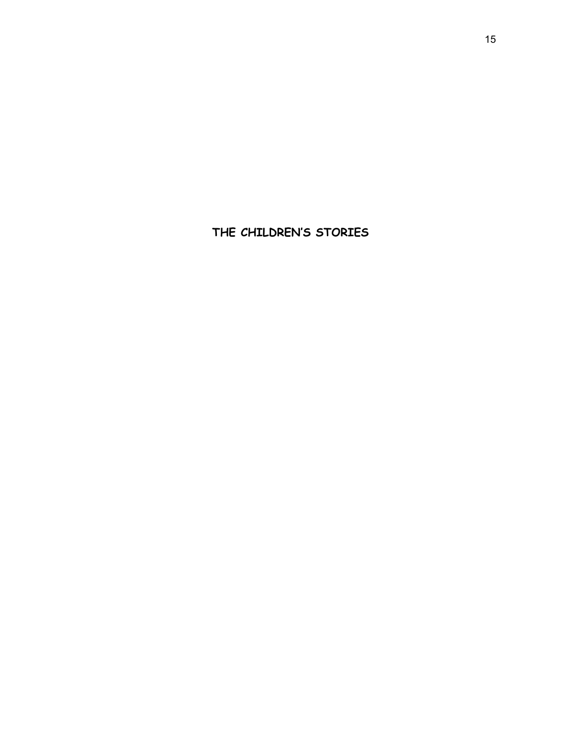# THE CHILDREN'S STORIES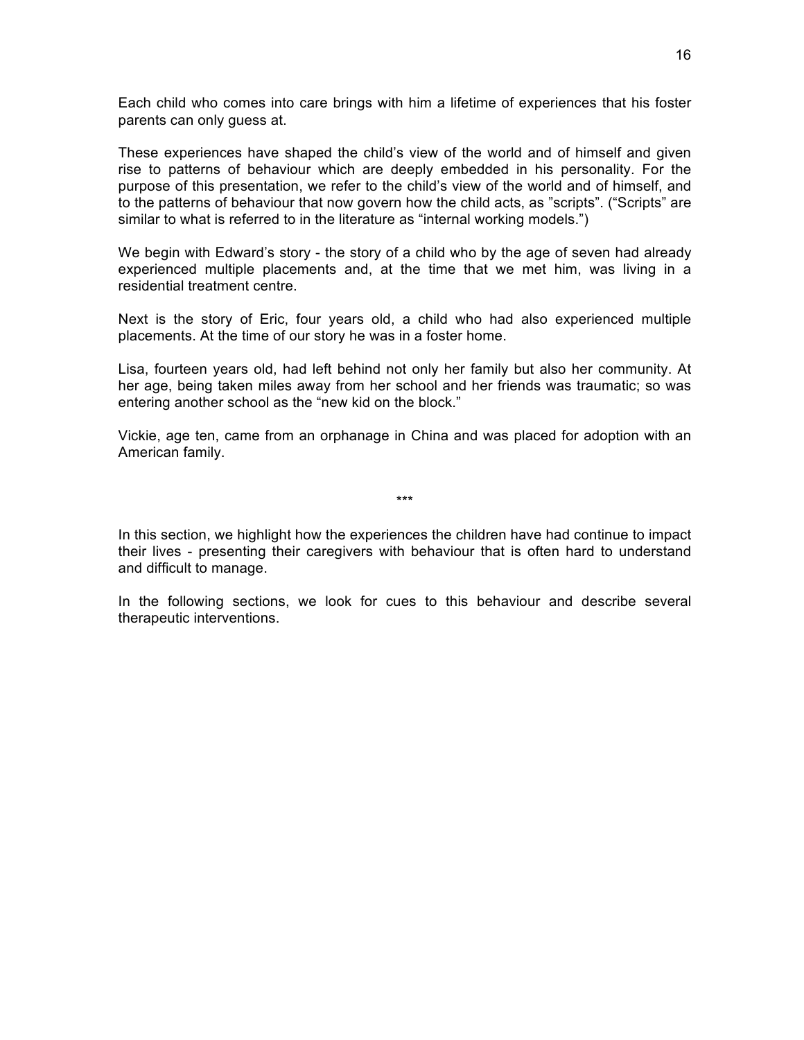Each child who comes into care brings with him a lifetime of experiences that his foster parents can only guess at.

These experiences have shaped the child's view of the world and of himself and given rise to patterns of behaviour which are deeply embedded in his personality. For the purpose of this presentation, we refer to the child's view of the world and of himself, and to the patterns of behaviour that now govern how the child acts, as "scripts". ("Scripts" are similar to what is referred to in the literature as "internal working models.")

We begin with Edward's story - the story of a child who by the age of seven had already experienced multiple placements and, at the time that we met him, was living in a residential treatment centre.

Next is the story of Eric, four years old, a child who had also experienced multiple placements. At the time of our story he was in a foster home.

Lisa, fourteen years old, had left behind not only her family but also her community. At her age, being taken miles away from her school and her friends was traumatic; so was entering another school as the "new kid on the block."

Vickie, age ten, came from an orphanage in China and was placed for adoption with an American family.

***

In this section, we highlight how the experiences the children have had continue to impact their lives - presenting their caregivers with behaviour that is often hard to understand and difficult to manage.

In the following sections, we look for cues to this behaviour and describe several therapeutic interventions.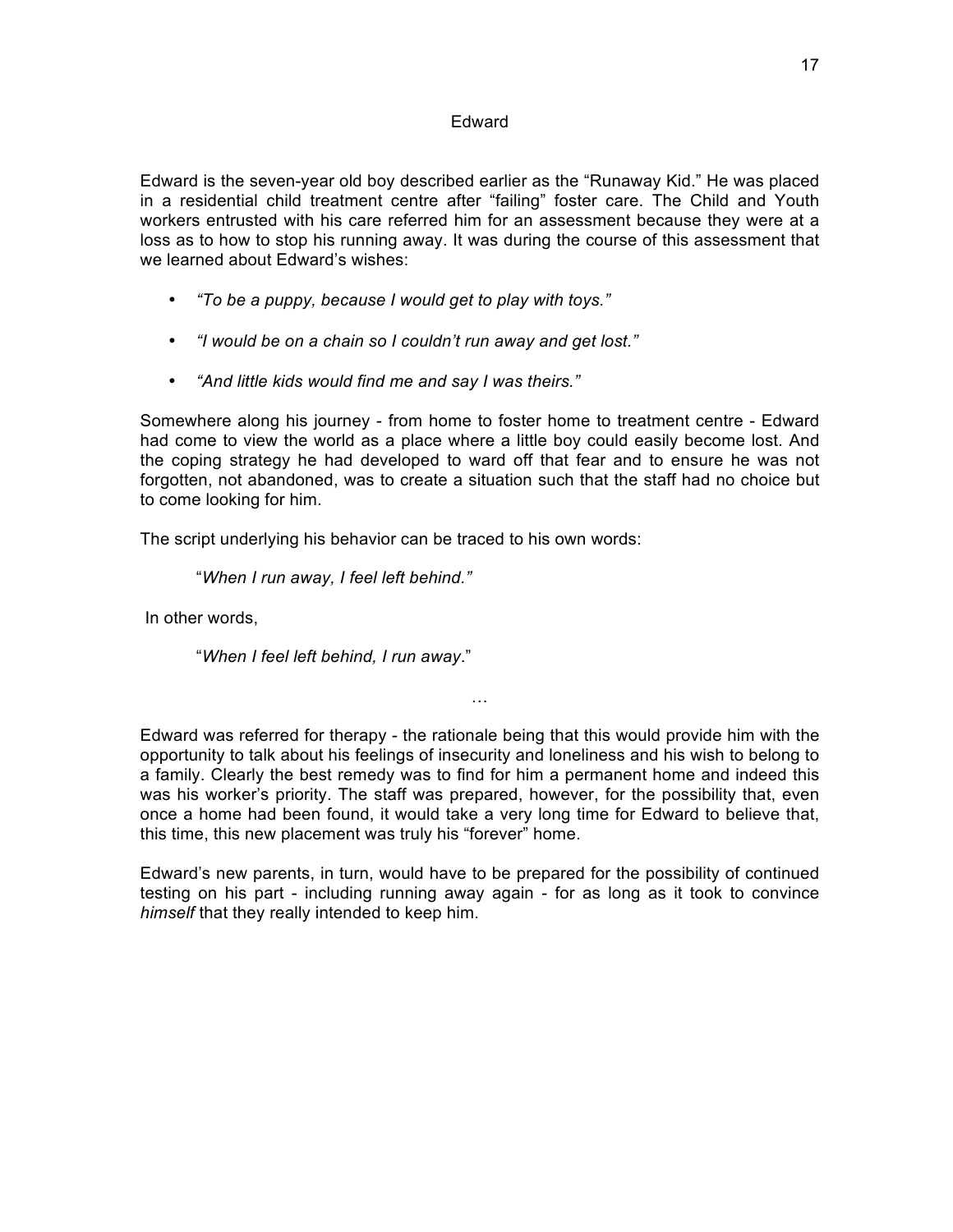## Edward

Edward is the seven-year old boy described earlier as the "Runaway Kid." He was placed in a residential child treatment centre after "failing" foster care. The Child and Youth workers entrusted with his care referred him for an assessment because they were at a loss as to how to stop his running away. It was during the course of this assessment that we learned about Edward's wishes:

- *"To be a puppy, because I would get to play with toys."*
- *"I would be on a chain so I couldn't run away and get lost."*
- *"And little kids would find me and say I was theirs."*

Somewhere along his journey - from home to foster home to treatment centre - Edward had come to view the world as a place where a little boy could easily become lost. And the coping strategy he had developed to ward off that fear and to ensure he was not forgotten, not abandoned, was to create a situation such that the staff had no choice but to come looking for him.

The script underlying his behavior can be traced to his own words:

> "*When I run away, I feel left behind.*"

In other words,

> "*When I feel left behind, I run away*."

…

Edward was referred for therapy - the rationale being that this would provide him with the opportunity to talk about his feelings of insecurity and loneliness and his wish to belong to a family. Clearly the best remedy was to find for him a permanent home and indeed this was his worker's priority. The staff was prepared, however, for the possibility that, even once a home had been found, it would take a very long time for Edward to believe that, this time, this new placement was truly his "forever" home.

Edward's new parents, in turn, would have to be prepared for the possibility of continued testing on his part - including running away again - for as long as it took to convince *himself* that they really intended to keep him.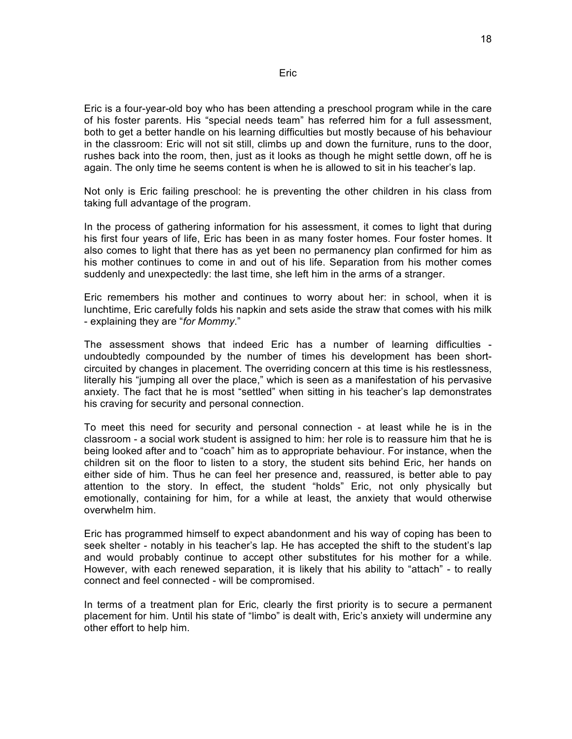## Eric

Eric is a four-year-old boy who has been attending a preschool program while in the care of his foster parents. His "special needs team" has referred him for a full assessment, both to get a better handle on his learning difficulties but mostly because of his behaviour in the classroom: Eric will not sit still, climbs up and down the furniture, runs to the door, rushes back into the room, then, just as it looks as though he might settle down, off he is again. The only time he seems content is when he is allowed to sit in his teacher's lap.

Not only is Eric failing preschool: he is preventing the other children in his class from taking full advantage of the program.

In the process of gathering information for his assessment, it comes to light that during his first four years of life, Eric has been in as many foster homes. Four foster homes. It also comes to light that there has as yet been no permanency plan confirmed for him as his mother continues to come in and out of his life. Separation from his mother comes suddenly and unexpectedly: the last time, she left him in the arms of a stranger.

Eric remembers his mother and continues to worry about her: in school, when it is lunchtime, Eric carefully folds his napkin and sets aside the straw that comes with his milk - explaining they are "*for Mommy*."

The assessment shows that indeed Eric has a number of learning difficulties - undoubtedly compounded by the number of times his development has been short-circuited by changes in placement. The overriding concern at this time is his restlessness, literally his "jumping all over the place," which is seen as a manifestation of his pervasive anxiety. The fact that he is most "settled" when sitting in his teacher's lap demonstrates his craving for security and personal connection.

To meet this need for security and personal connection - at least while he is in the classroom - a social work student is assigned to him: her role is to reassure him that he is being looked after and to "coach" him as to appropriate behaviour. For instance, when the children sit on the floor to listen to a story, the student sits behind Eric, her hands on either side of him. Thus he can feel her presence and, reassured, is better able to pay attention to the story. In effect, the student "holds" Eric, not only physically but emotionally, containing for him, for a while at least, the anxiety that would otherwise overwhelm him.

Eric has programmed himself to expect abandonment and his way of coping has been to seek shelter - notably in his teacher's lap. He has accepted the shift to the student's lap and would probably continue to accept other substitutes for his mother for a while. However, with each renewed separation, it is likely that his ability to "attach" - to really connect and feel connected - will be compromised.

In terms of a treatment plan for Eric, clearly the first priority is to secure a permanent placement for him. Until his state of "limbo" is dealt with, Eric's anxiety will undermine any other effort to help him.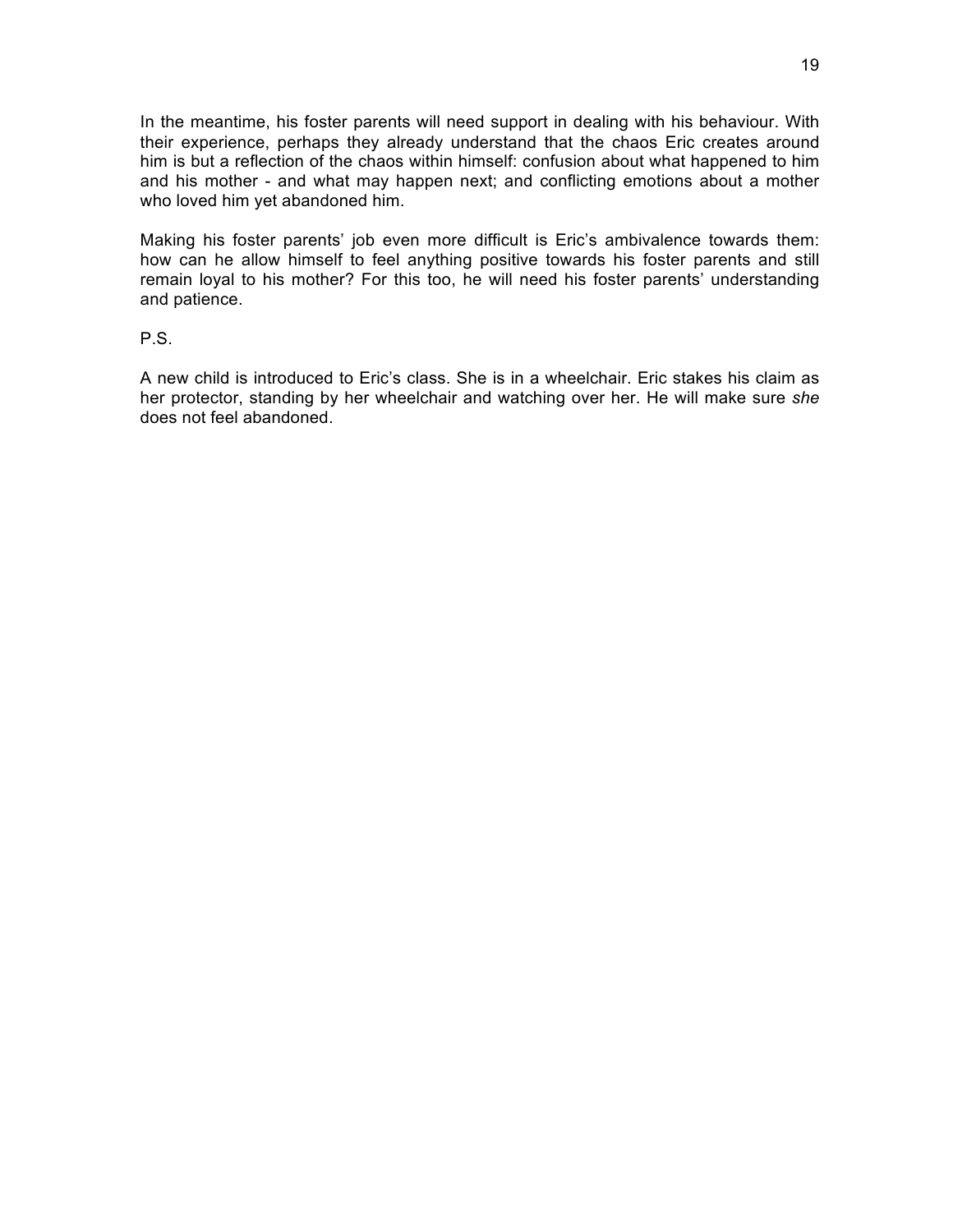In the meantime, his foster parents will need support in dealing with his behaviour. With their experience, perhaps they already understand that the chaos Eric creates around him is but a reflection of the chaos within himself: confusion about what happened to him and his mother - and what may happen next; and conflicting emotions about a mother who loved him yet abandoned him.

Making his foster parents' job even more difficult is Eric's ambivalence towards them: how can he allow himself to feel anything positive towards his foster parents and still remain loyal to his mother? For this too, he will need his foster parents' understanding and patience.

P.S.

A new child is introduced to Eric's class. She is in a wheelchair. Eric stakes his claim as her protector, standing by her wheelchair and watching over her. He will make sure *she* does not feel abandoned.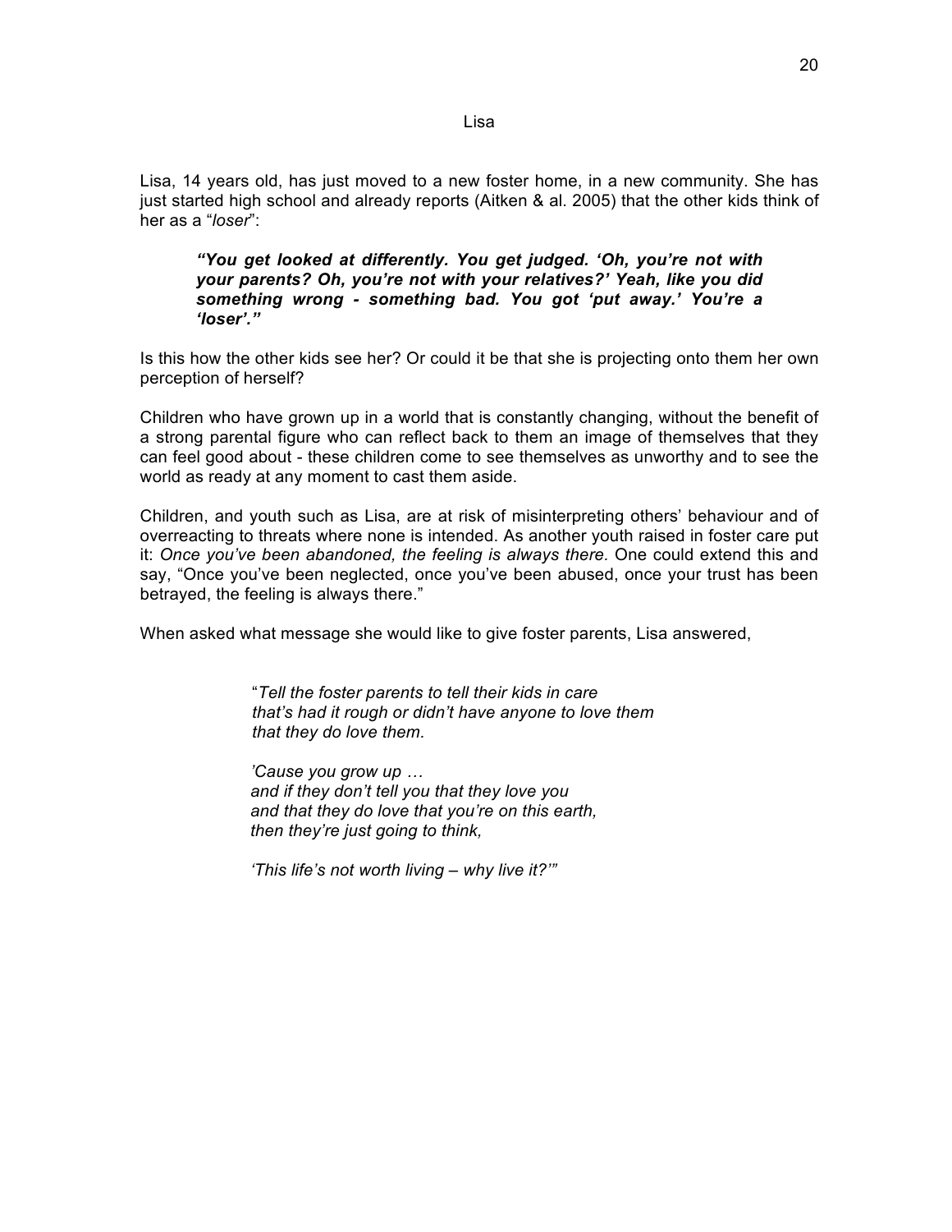## Lisa

Lisa, 14 years old, has just moved to a new foster home, in a new community. She has just started high school and already reports (Aitken & al. 2005) that the other kids think of her as a "*loser*":

> ***"You get looked at differently. You get judged. 'Oh, you're not with your parents? Oh, you're not with your relatives?' Yeah, like you did something wrong - something bad. You got 'put away.' You're a 'loser'."***

Is this how the other kids see her? Or could it be that she is projecting onto them her own perception of herself?

Children who have grown up in a world that is constantly changing, without the benefit of a strong parental figure who can reflect back to them an image of themselves that they can feel good about - these children come to see themselves as unworthy and to see the world as ready at any moment to cast them aside.

Children, and youth such as Lisa, are at risk of misinterpreting others' behaviour and of overreacting to threats where none is intended. As another youth raised in foster care put it: *Once you've been abandoned, the feeling is always there.* One could extend this and say, "Once you've been neglected, once you've been abused, once your trust has been betrayed, the feeling is always there."

When asked what message she would like to give foster parents, Lisa answered,

> "*Tell the foster parents to tell their kids in care*
> *that's had it rough or didn't have anyone to love them*
> *that they do love them.*
>
> *'Cause you grow up …*
> *and if they don't tell you that they love you*
> *and that they do love that you're on this earth,*
> *then they're just going to think,*
>
> *'This life's not worth living – why live it?'"*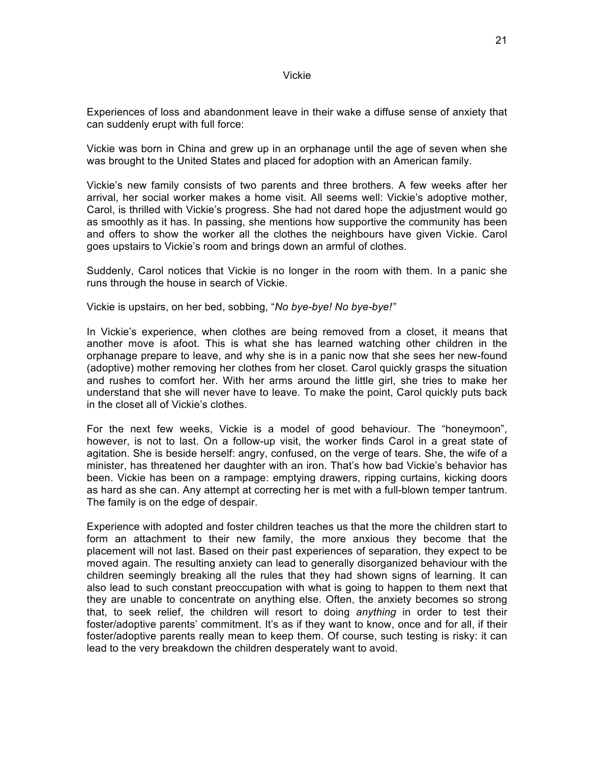## Vickie

Experiences of loss and abandonment leave in their wake a diffuse sense of anxiety that can suddenly erupt with full force:

Vickie was born in China and grew up in an orphanage until the age of seven when she was brought to the United States and placed for adoption with an American family.

Vickie's new family consists of two parents and three brothers. A few weeks after her arrival, her social worker makes a home visit. All seems well: Vickie's adoptive mother, Carol, is thrilled with Vickie's progress. She had not dared hope the adjustment would go as smoothly as it has. In passing, she mentions how supportive the community has been and offers to show the worker all the clothes the neighbours have given Vickie. Carol goes upstairs to Vickie's room and brings down an armful of clothes.

Suddenly, Carol notices that Vickie is no longer in the room with them. In a panic she runs through the house in search of Vickie.

Vickie is upstairs, on her bed, sobbing, "*No bye-bye! No bye-bye!"*

In Vickie's experience, when clothes are being removed from a closet, it means that another move is afoot. This is what she has learned watching other children in the orphanage prepare to leave, and why she is in a panic now that she sees her new-found (adoptive) mother removing her clothes from her closet. Carol quickly grasps the situation and rushes to comfort her. With her arms around the little girl, she tries to make her understand that she will never have to leave. To make the point, Carol quickly puts back in the closet all of Vickie's clothes.

For the next few weeks, Vickie is a model of good behaviour. The "honeymoon", however, is not to last. On a follow-up visit, the worker finds Carol in a great state of agitation. She is beside herself: angry, confused, on the verge of tears. She, the wife of a minister, has threatened her daughter with an iron. That's how bad Vickie's behavior has been. Vickie has been on a rampage: emptying drawers, ripping curtains, kicking doors as hard as she can. Any attempt at correcting her is met with a full-blown temper tantrum. The family is on the edge of despair.

Experience with adopted and foster children teaches us that the more the children start to form an attachment to their new family, the more anxious they become that the placement will not last. Based on their past experiences of separation, they expect to be moved again. The resulting anxiety can lead to generally disorganized behaviour with the children seemingly breaking all the rules that they had shown signs of learning. It can also lead to such constant preoccupation with what is going to happen to them next that they are unable to concentrate on anything else. Often, the anxiety becomes so strong that, to seek relief, the children will resort to doing *anything* in order to test their foster/adoptive parents' commitment. It's as if they want to know, once and for all, if their foster/adoptive parents really mean to keep them. Of course, such testing is risky: it can lead to the very breakdown the children desperately want to avoid.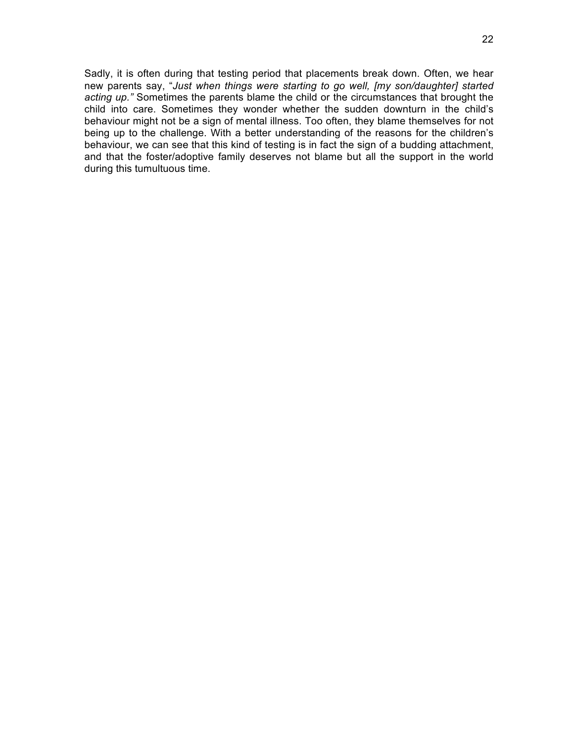Sadly, it is often during that testing period that placements break down. Often, we hear new parents say, "*Just when things were starting to go well, [my son/daughter] started acting up.*" Sometimes the parents blame the child or the circumstances that brought the child into care. Sometimes they wonder whether the sudden downturn in the child's behaviour might not be a sign of mental illness. Too often, they blame themselves for not being up to the challenge. With a better understanding of the reasons for the children's behaviour, we can see that this kind of testing is in fact the sign of a budding attachment, and that the foster/adoptive family deserves not blame but all the support in the world during this tumultuous time.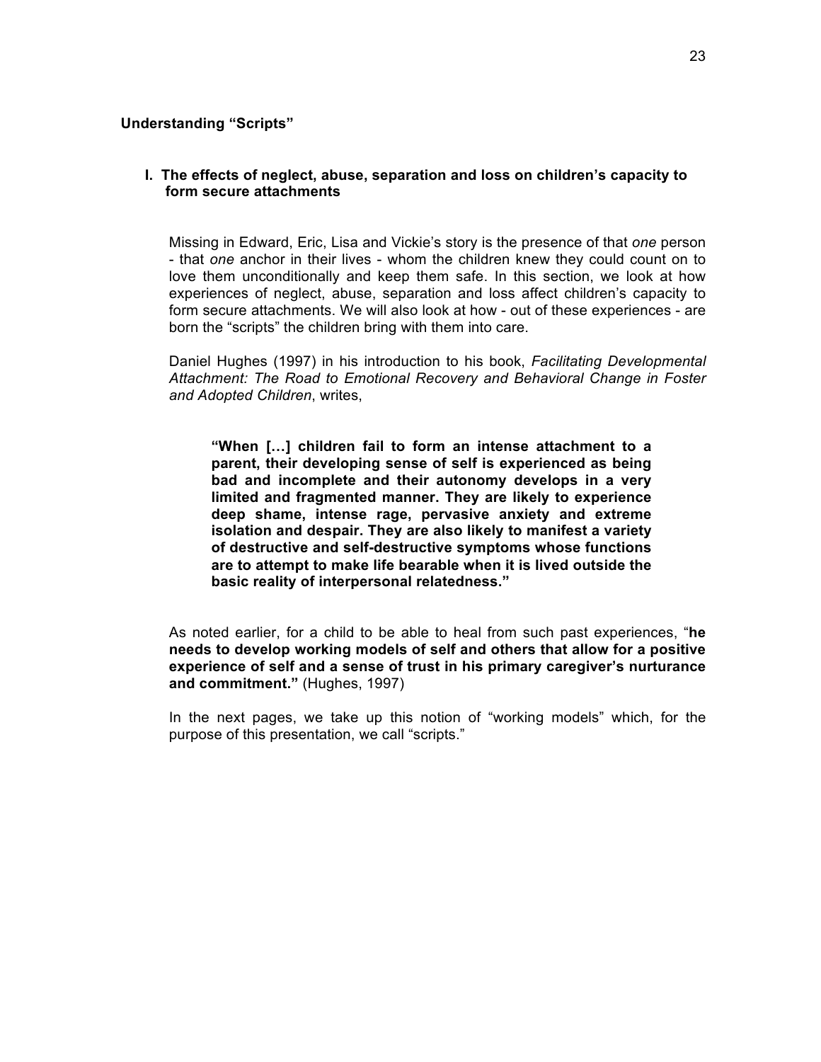## Understanding "Scripts"

### I. The effects of neglect, abuse, separation and loss on children's capacity to form secure attachments

Missing in Edward, Eric, Lisa and Vickie's story is the presence of that *one* person - that *one* anchor in their lives - whom the children knew they could count on to love them unconditionally and keep them safe. In this section, we look at how experiences of neglect, abuse, separation and loss affect children's capacity to form secure attachments. We will also look at how - out of these experiences - are born the "scripts" the children bring with them into care.

Daniel Hughes (1997) in his introduction to his book, *Facilitating Developmental Attachment: The Road to Emotional Recovery and Behavioral Change in Foster and Adopted Children*, writes,

> **"When […] children fail to form an intense attachment to a parent, their developing sense of self is experienced as being bad and incomplete and their autonomy develops in a very limited and fragmented manner. They are likely to experience deep shame, intense rage, pervasive anxiety and extreme isolation and despair. They are also likely to manifest a variety of destructive and self-destructive symptoms whose functions are to attempt to make life bearable when it is lived outside the basic reality of interpersonal relatedness."**

As noted earlier, for a child to be able to heal from such past experiences, "**he needs to develop working models of self and others that allow for a positive experience of self and a sense of trust in his primary caregiver's nurturance and commitment."** (Hughes, 1997)

In the next pages, we take up this notion of "working models" which, for the purpose of this presentation, we call "scripts."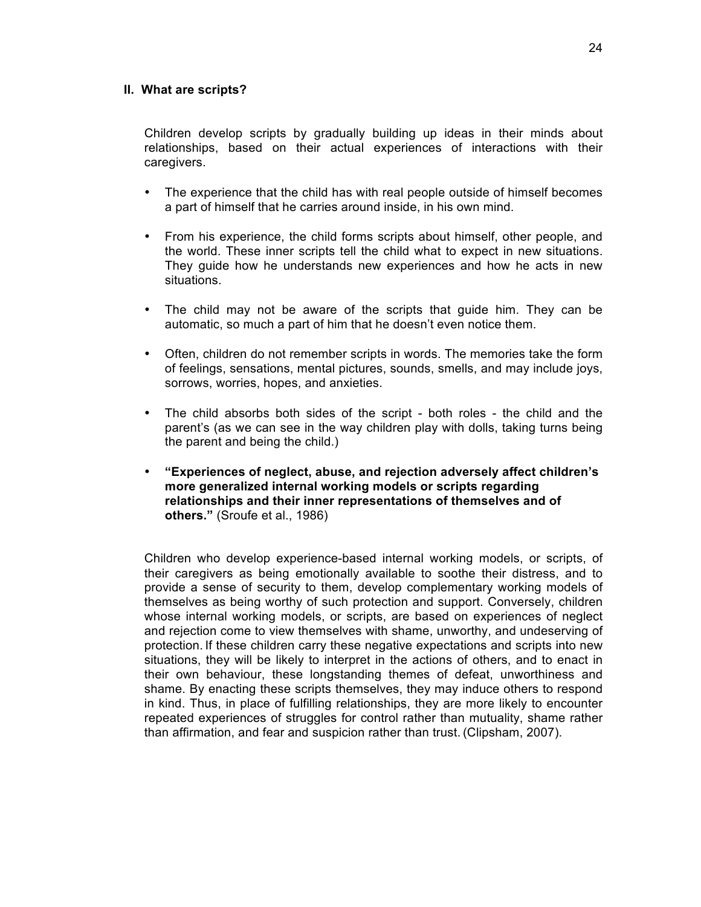## II. What are scripts?

Children develop scripts by gradually building up ideas in their minds about relationships, based on their actual experiences of interactions with their caregivers.

- The experience that the child has with real people outside of himself becomes a part of himself that he carries around inside, in his own mind.
- From his experience, the child forms scripts about himself, other people, and the world. These inner scripts tell the child what to expect in new situations. They guide how he understands new experiences and how he acts in new situations.
- The child may not be aware of the scripts that guide him. They can be automatic, so much a part of him that he doesn't even notice them.
- Often, children do not remember scripts in words. The memories take the form of feelings, sensations, mental pictures, sounds, smells, and may include joys, sorrows, worries, hopes, and anxieties.
- The child absorbs both sides of the script - both roles - the child and the parent's (as we can see in the way children play with dolls, taking turns being the parent and being the child.)
- **"Experiences of neglect, abuse, and rejection adversely affect children's more generalized internal working models or scripts regarding relationships and their inner representations of themselves and of others."** (Sroufe et al., 1986)

Children who develop experience-based internal working models, or scripts, of their caregivers as being emotionally available to soothe their distress, and to provide a sense of security to them, develop complementary working models of themselves as being worthy of such protection and support. Conversely, children whose internal working models, or scripts, are based on experiences of neglect and rejection come to view themselves with shame, unworthy, and undeserving of protection. If these children carry these negative expectations and scripts into new situations, they will be likely to interpret in the actions of others, and to enact in their own behaviour, these longstanding themes of defeat, unworthiness and shame. By enacting these scripts themselves, they may induce others to respond in kind. Thus, in place of fulfilling relationships, they are more likely to encounter repeated experiences of struggles for control rather than mutuality, shame rather than affirmation, and fear and suspicion rather than trust. (Clipsham, 2007).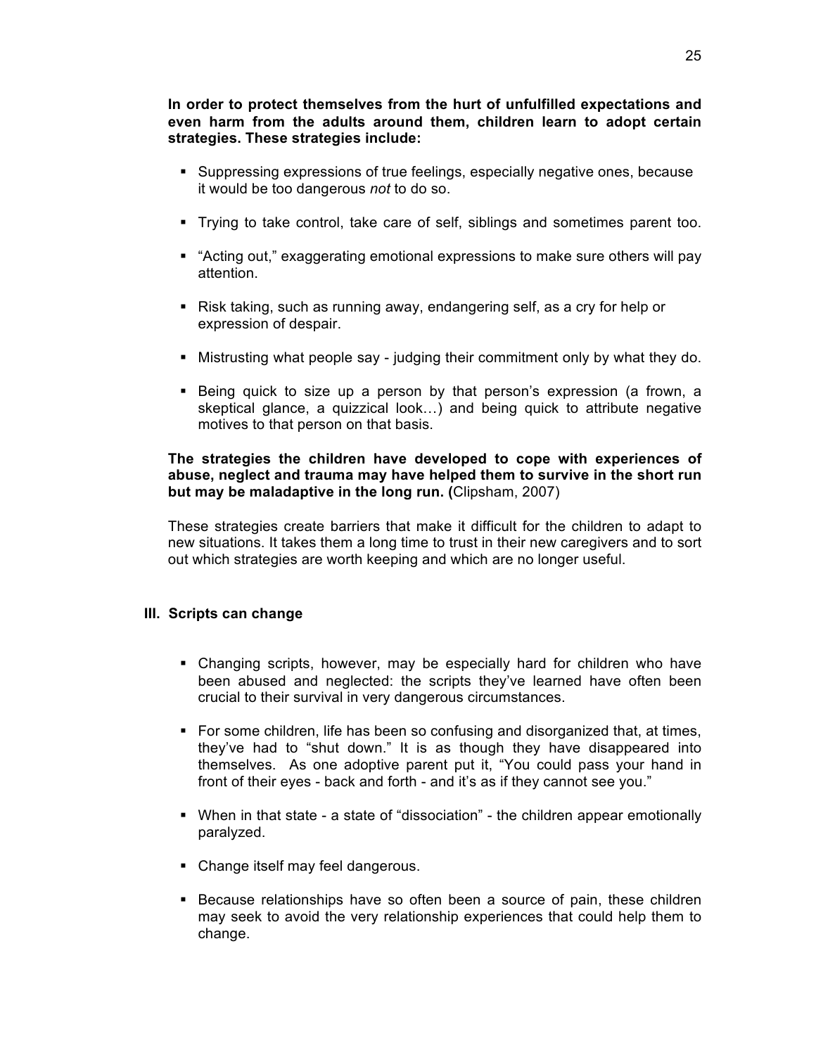**In order to protect themselves from the hurt of unfulfilled expectations and even harm from the adults around them, children learn to adopt certain strategies. These strategies include:**

- Suppressing expressions of true feelings, especially negative ones, because it would be too dangerous *not* to do so.
- Trying to take control, take care of self, siblings and sometimes parent too.
- "Acting out," exaggerating emotional expressions to make sure others will pay attention.
- Risk taking, such as running away, endangering self, as a cry for help or expression of despair.
- Mistrusting what people say - judging their commitment only by what they do.
- Being quick to size up a person by that person's expression (a frown, a skeptical glance, a quizzical look…) and being quick to attribute negative motives to that person on that basis.

**The strategies the children have developed to cope with experiences of abuse, neglect and trauma may have helped them to survive in the short run but may be maladaptive in the long run. (**Clipsham, 2007)

These strategies create barriers that make it difficult for the children to adapt to new situations. It takes them a long time to trust in their new caregivers and to sort out which strategies are worth keeping and which are no longer useful.

## III. Scripts can change

- Changing scripts, however, may be especially hard for children who have been abused and neglected: the scripts they've learned have often been crucial to their survival in very dangerous circumstances.
- For some children, life has been so confusing and disorganized that, at times, they've had to "shut down." It is as though they have disappeared into themselves. As one adoptive parent put it, "You could pass your hand in front of their eyes - back and forth - and it's as if they cannot see you."
- When in that state - a state of "dissociation" - the children appear emotionally paralyzed.
- Change itself may feel dangerous.
- Because relationships have so often been a source of pain, these children may seek to avoid the very relationship experiences that could help them to change.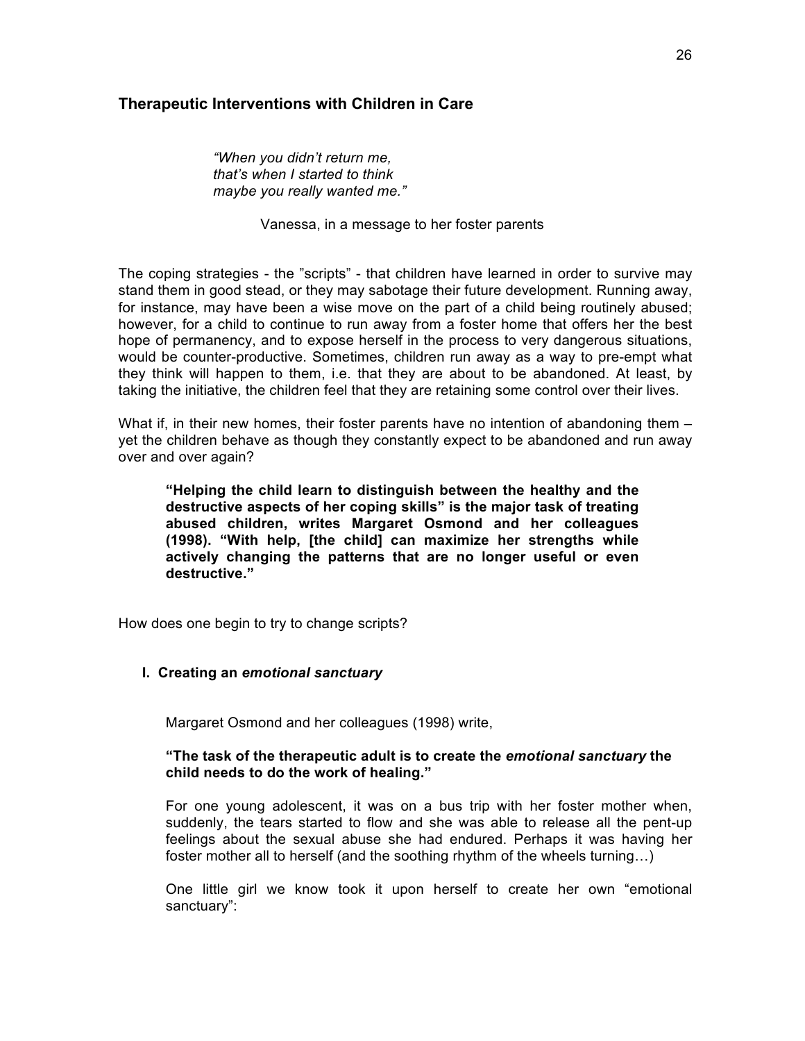## Therapeutic Interventions with Children in Care

> *"When you didn't return me,*
> *that's when I started to think*
> *maybe you really wanted me."*
>
> Vanessa, in a message to her foster parents

The coping strategies - the "scripts" - that children have learned in order to survive may stand them in good stead, or they may sabotage their future development. Running away, for instance, may have been a wise move on the part of a child being routinely abused; however, for a child to continue to run away from a foster home that offers her the best hope of permanency, and to expose herself in the process to very dangerous situations, would be counter-productive. Sometimes, children run away as a way to pre-empt what they think will happen to them, i.e. that they are about to be abandoned. At least, by taking the initiative, the children feel that they are retaining some control over their lives.

What if, in their new homes, their foster parents have no intention of abandoning them – yet the children behave as though they constantly expect to be abandoned and run away over and over again?

> **"Helping the child learn to distinguish between the healthy and the destructive aspects of her coping skills" is the major task of treating abused children, writes Margaret Osmond and her colleagues (1998). "With help, [the child] can maximize her strengths while actively changing the patterns that are no longer useful or even destructive."**

How does one begin to try to change scripts?

### I. Creating an *emotional sanctuary*

Margaret Osmond and her colleagues (1998) write,

**"The task of the therapeutic adult is to create the *emotional sanctuary* the child needs to do the work of healing."**

For one young adolescent, it was on a bus trip with her foster mother when, suddenly, the tears started to flow and she was able to release all the pent-up feelings about the sexual abuse she had endured. Perhaps it was having her foster mother all to herself (and the soothing rhythm of the wheels turning…)

One little girl we know took it upon herself to create her own "emotional sanctuary":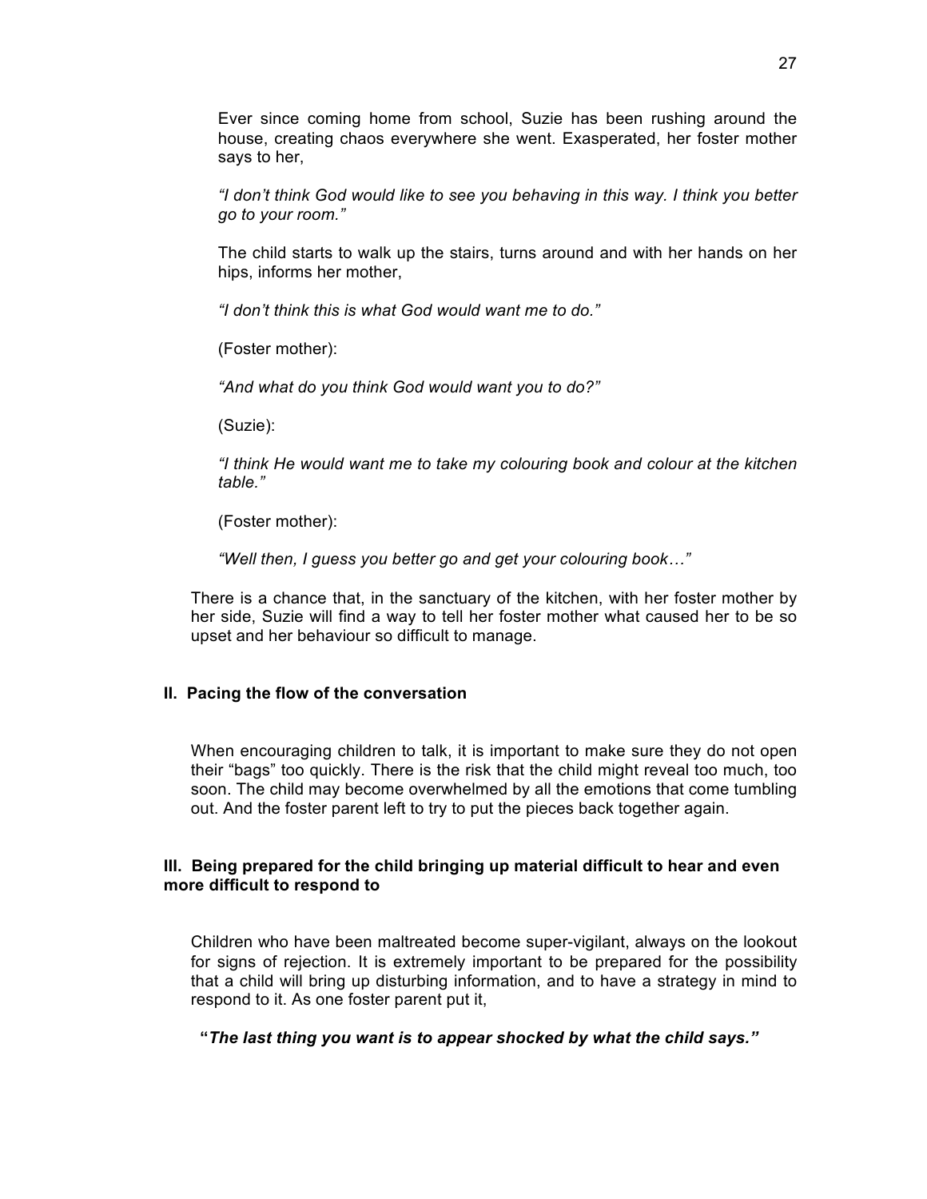Ever since coming home from school, Suzie has been rushing around the house, creating chaos everywhere she went. Exasperated, her foster mother says to her,

*"I don't think God would like to see you behaving in this way. I think you better go to your room."*

The child starts to walk up the stairs, turns around and with her hands on her hips, informs her mother,

*"I don't think this is what God would want me to do."*

(Foster mother):

*"And what do you think God would want you to do?"*

(Suzie):

*"I think He would want me to take my colouring book and colour at the kitchen table."*

(Foster mother):

*"Well then, I guess you better go and get your colouring book…"*

There is a chance that, in the sanctuary of the kitchen, with her foster mother by her side, Suzie will find a way to tell her foster mother what caused her to be so upset and her behaviour so difficult to manage.

### II. Pacing the flow of the conversation

When encouraging children to talk, it is important to make sure they do not open their "bags" too quickly. There is the risk that the child might reveal too much, too soon. The child may become overwhelmed by all the emotions that come tumbling out. And the foster parent left to try to put the pieces back together again.

### III. Being prepared for the child bringing up material difficult to hear and even more difficult to respond to

Children who have been maltreated become super-vigilant, always on the lookout for signs of rejection. It is extremely important to be prepared for the possibility that a child will bring up disturbing information, and to have a strategy in mind to respond to it. As one foster parent put it,

**"*The last thing you want is to appear shocked by what the child says."***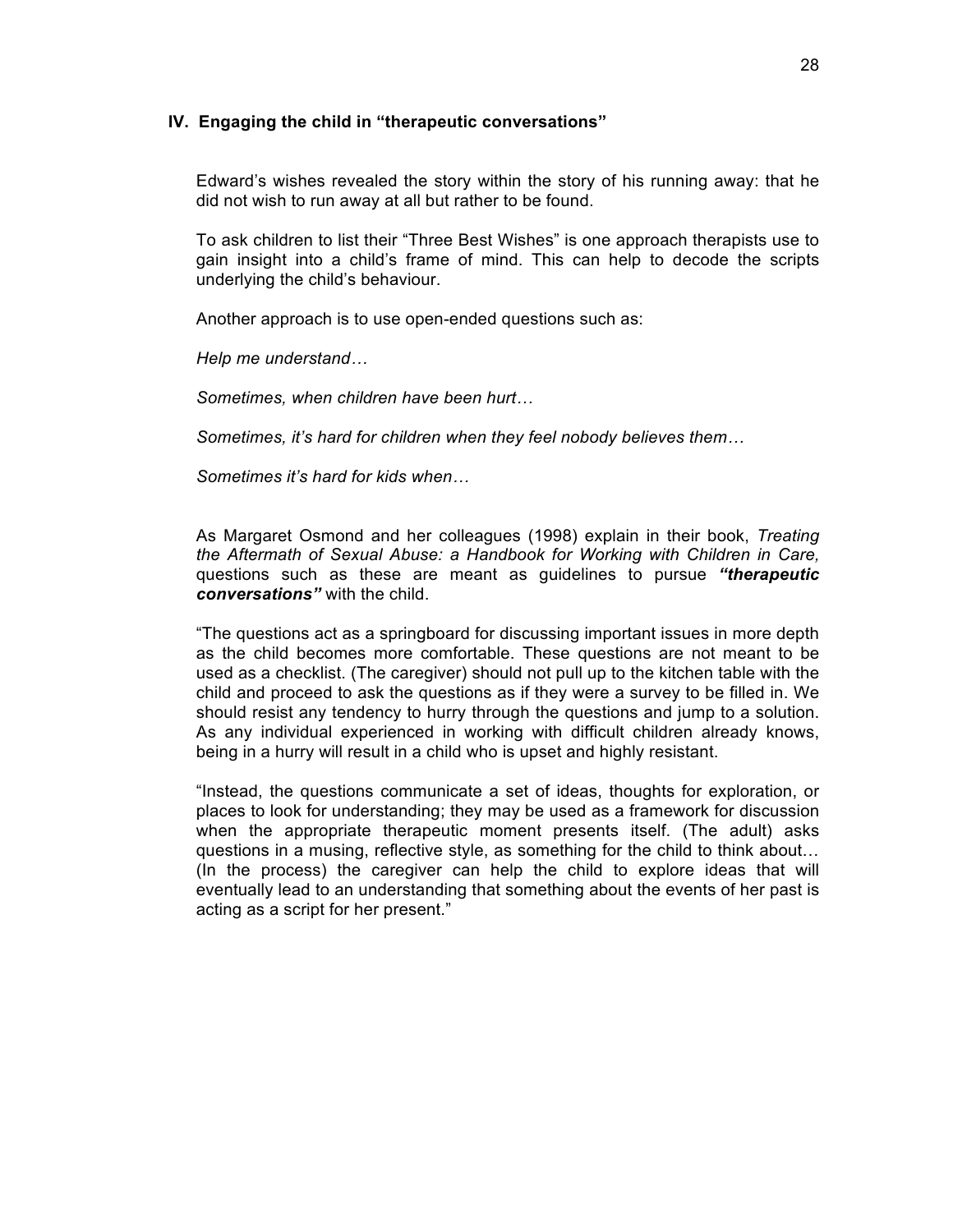## IV. Engaging the child in "therapeutic conversations"

Edward's wishes revealed the story within the story of his running away: that he did not wish to run away at all but rather to be found.

To ask children to list their "Three Best Wishes" is one approach therapists use to gain insight into a child's frame of mind. This can help to decode the scripts underlying the child's behaviour.

Another approach is to use open-ended questions such as:

*Help me understand…*

*Sometimes, when children have been hurt…*

*Sometimes, it's hard for children when they feel nobody believes them…*

*Sometimes it's hard for kids when…*

As Margaret Osmond and her colleagues (1998) explain in their book, *Treating the Aftermath of Sexual Abuse: a Handbook for Working with Children in Care,* questions such as these are meant as guidelines to pursue ***"therapeutic conversations"*** with the child.

"The questions act as a springboard for discussing important issues in more depth as the child becomes more comfortable. These questions are not meant to be used as a checklist. (The caregiver) should not pull up to the kitchen table with the child and proceed to ask the questions as if they were a survey to be filled in. We should resist any tendency to hurry through the questions and jump to a solution. As any individual experienced in working with difficult children already knows, being in a hurry will result in a child who is upset and highly resistant.

"Instead, the questions communicate a set of ideas, thoughts for exploration, or places to look for understanding; they may be used as a framework for discussion when the appropriate therapeutic moment presents itself. (The adult) asks questions in a musing, reflective style, as something for the child to think about… (In the process) the caregiver can help the child to explore ideas that will eventually lead to an understanding that something about the events of her past is acting as a script for her present."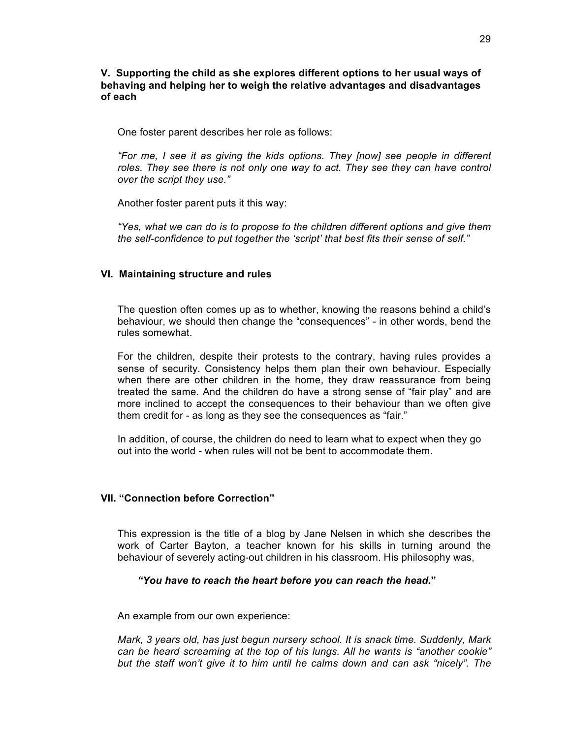### V. Supporting the child as she explores different options to her usual ways of behaving and helping her to weigh the relative advantages and disadvantages of each

One foster parent describes her role as follows:

*"For me, I see it as giving the kids options. They [now] see people in different roles. They see there is not only one way to act. They see they can have control over the script they use."*

Another foster parent puts it this way:

*"Yes, what we can do is to propose to the children different options and give them the self-confidence to put together the 'script' that best fits their sense of self."*

### VI. Maintaining structure and rules

The question often comes up as to whether, knowing the reasons behind a child's behaviour, we should then change the "consequences" - in other words, bend the rules somewhat.

For the children, despite their protests to the contrary, having rules provides a sense of security. Consistency helps them plan their own behaviour. Especially when there are other children in the home, they draw reassurance from being treated the same. And the children do have a strong sense of "fair play" and are more inclined to accept the consequences to their behaviour than we often give them credit for - as long as they see the consequences as "fair."

In addition, of course, the children do need to learn what to expect when they go out into the world - when rules will not be bent to accommodate them.

### VII. "Connection before Correction"

This expression is the title of a blog by Jane Nelsen in which she describes the work of Carter Bayton, a teacher known for his skills in turning around the behaviour of severely acting-out children in his classroom. His philosophy was,

***"You have to reach the heart before you can reach the head."***

An example from our own experience:

*Mark, 3 years old, has just begun nursery school. It is snack time. Suddenly, Mark can be heard screaming at the top of his lungs. All he wants is "another cookie" but the staff won't give it to him until he calms down and can ask "nicely". The*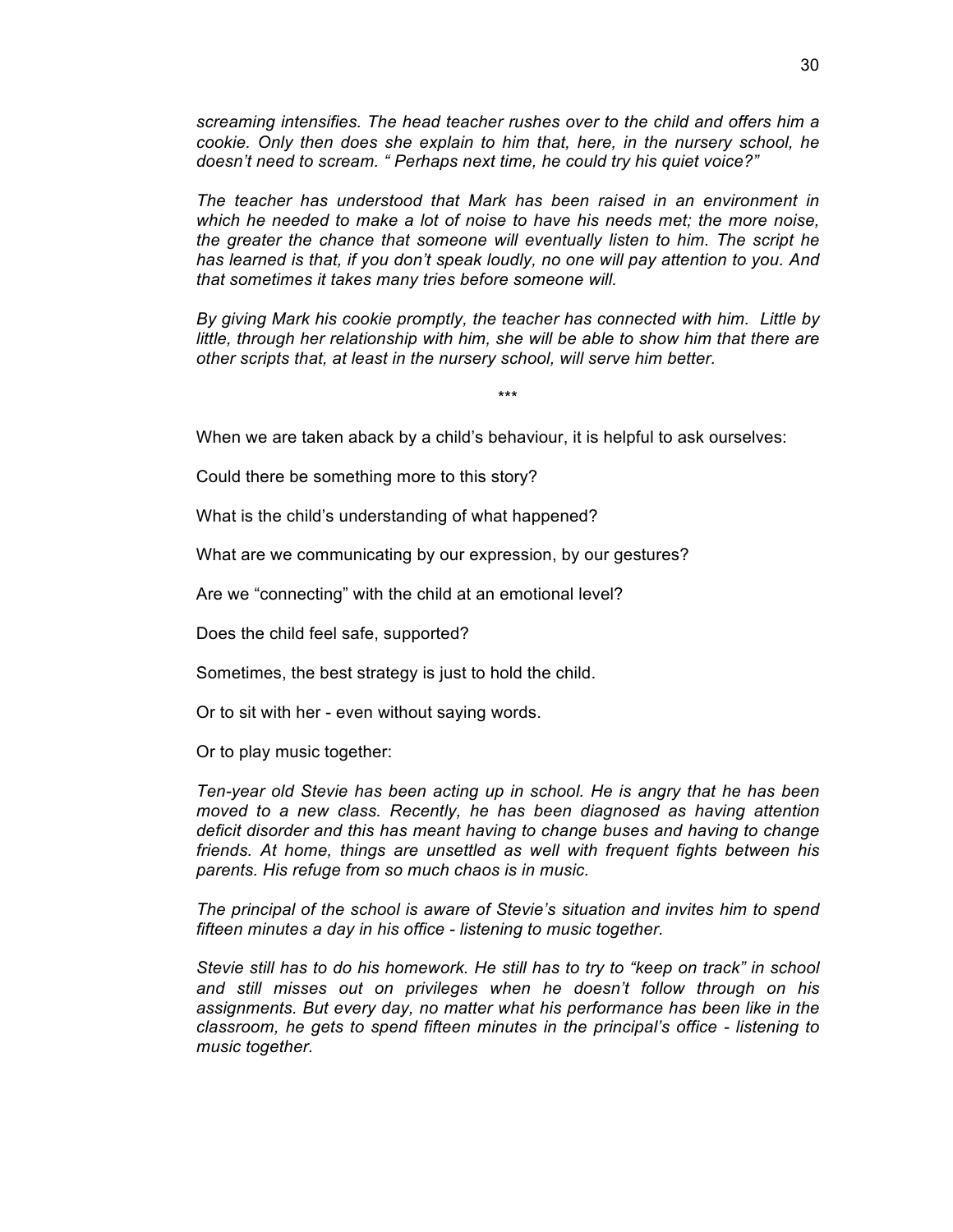*screaming intensifies. The head teacher rushes over to the child and offers him a cookie. Only then does she explain to him that, here, in the nursery school, he doesn't need to scream. " Perhaps next time, he could try his quiet voice?"*

*The teacher has understood that Mark has been raised in an environment in which he needed to make a lot of noise to have his needs met; the more noise, the greater the chance that someone will eventually listen to him. The script he has learned is that, if you don't speak loudly, no one will pay attention to you. And that sometimes it takes many tries before someone will.*

*By giving Mark his cookie promptly, the teacher has connected with him. Little by little, through her relationship with him, she will be able to show him that there are other scripts that, at least in the nursery school, will serve him better.*

\*\*\*

When we are taken aback by a child's behaviour, it is helpful to ask ourselves:

Could there be something more to this story?

What is the child's understanding of what happened?

What are we communicating by our expression, by our gestures?

Are we "connecting" with the child at an emotional level?

Does the child feel safe, supported?

Sometimes, the best strategy is just to hold the child.

Or to sit with her - even without saying words.

Or to play music together:

*Ten-year old Stevie has been acting up in school. He is angry that he has been moved to a new class. Recently, he has been diagnosed as having attention deficit disorder and this has meant having to change buses and having to change friends. At home, things are unsettled as well with frequent fights between his parents. His refuge from so much chaos is in music.*

*The principal of the school is aware of Stevie's situation and invites him to spend fifteen minutes a day in his office - listening to music together.*

*Stevie still has to do his homework. He still has to try to "keep on track" in school and still misses out on privileges when he doesn't follow through on his assignments. But every day, no matter what his performance has been like in the classroom, he gets to spend fifteen minutes in the principal's office - listening to music together.*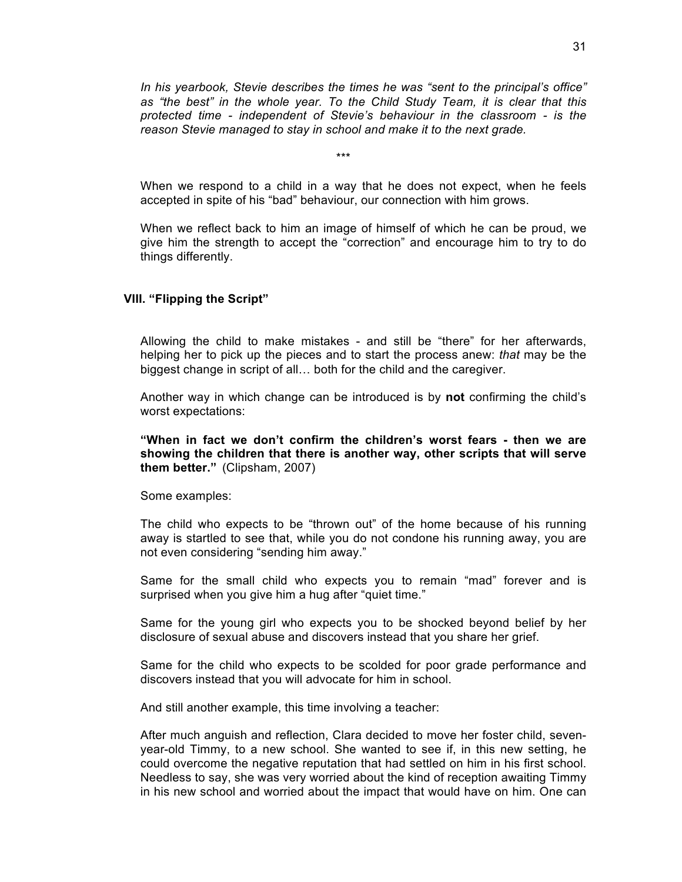*In his yearbook, Stevie describes the times he was “sent to the principal’s office” as “the best” in the whole year. To the Child Study Team, it is clear that this protected time - independent of Stevie’s behaviour in the classroom - is the reason Stevie managed to stay in school and make it to the next grade.*

\*\*\*

When we respond to a child in a way that he does not expect, when he feels accepted in spite of his “bad” behaviour, our connection with him grows.

When we reflect back to him an image of himself of which he can be proud, we give him the strength to accept the “correction” and encourage him to try to do things differently.

## VIII. “Flipping the Script”

Allowing the child to make mistakes - and still be “there” for her afterwards, helping her to pick up the pieces and to start the process anew: *that* may be the biggest change in script of all… both for the child and the caregiver.

Another way in which change can be introduced is by **not** confirming the child’s worst expectations:

**“When in fact we don’t confirm the children’s worst fears - then we are showing the children that there is another way, other scripts that will serve them better.”** (Clipsham, 2007)

Some examples:

The child who expects to be “thrown out” of the home because of his running away is startled to see that, while you do not condone his running away, you are not even considering “sending him away.”

Same for the small child who expects you to remain “mad” forever and is surprised when you give him a hug after “quiet time.”

Same for the young girl who expects you to be shocked beyond belief by her disclosure of sexual abuse and discovers instead that you share her grief.

Same for the child who expects to be scolded for poor grade performance and discovers instead that you will advocate for him in school.

And still another example, this time involving a teacher:

After much anguish and reflection, Clara decided to move her foster child, seven-year-old Timmy, to a new school. She wanted to see if, in this new setting, he could overcome the negative reputation that had settled on him in his first school. Needless to say, she was very worried about the kind of reception awaiting Timmy in his new school and worried about the impact that would have on him. One can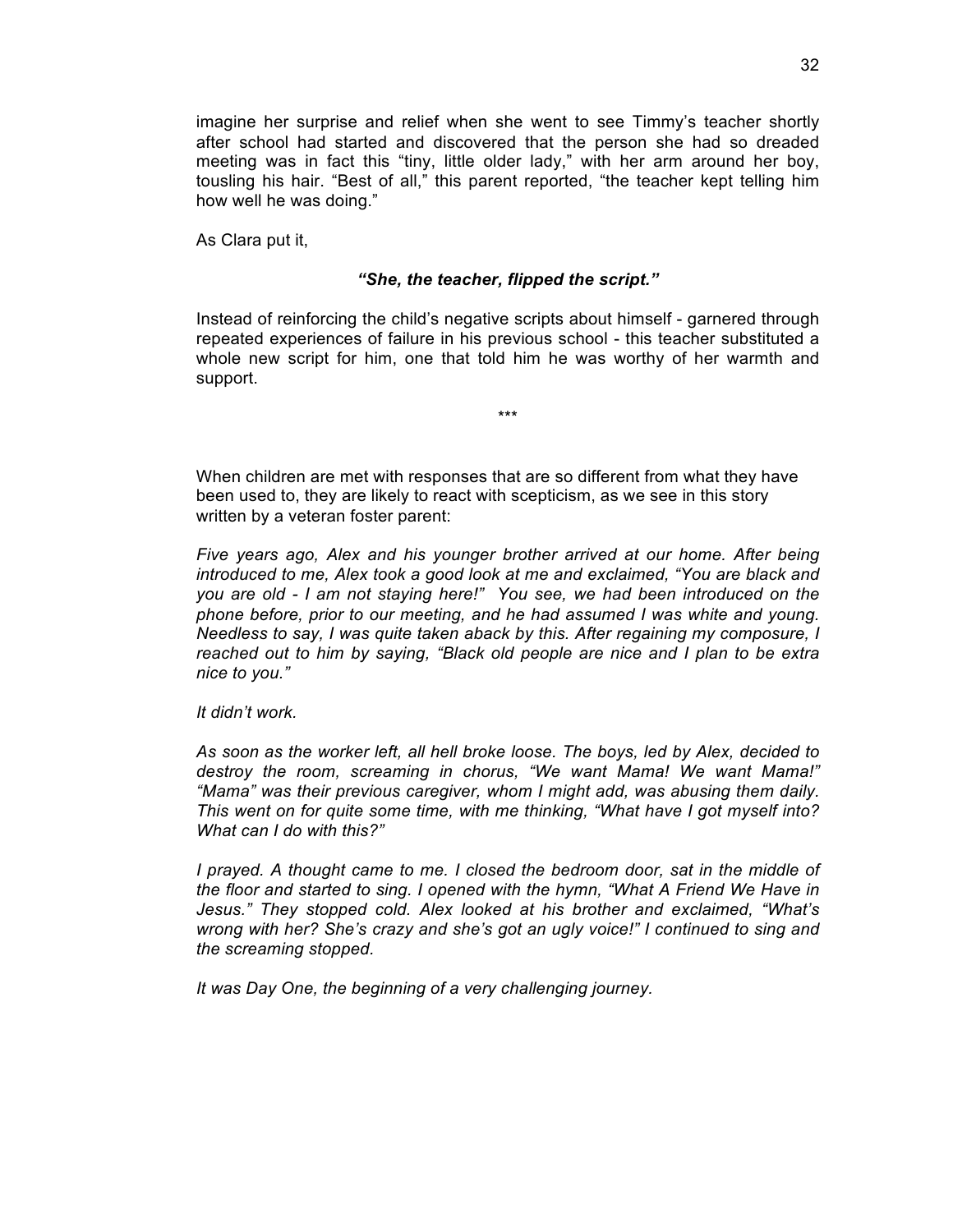imagine her surprise and relief when she went to see Timmy's teacher shortly after school had started and discovered that the person she had so dreaded meeting was in fact this "tiny, little older lady," with her arm around her boy, tousling his hair. "Best of all," this parent reported, "the teacher kept telling him how well he was doing."

As Clara put it,

***"She, the teacher, flipped the script."***

Instead of reinforcing the child's negative scripts about himself - garnered through repeated experiences of failure in his previous school - this teacher substituted a whole new script for him, one that told him he was worthy of her warmth and support.

\*\*\*

When children are met with responses that are so different from what they have been used to, they are likely to react with scepticism, as we see in this story written by a veteran foster parent:

*Five years ago, Alex and his younger brother arrived at our home. After being introduced to me, Alex took a good look at me and exclaimed, "You are black and you are old - I am not staying here!" You see, we had been introduced on the phone before, prior to our meeting, and he had assumed I was white and young. Needless to say, I was quite taken aback by this. After regaining my composure, I reached out to him by saying, "Black old people are nice and I plan to be extra nice to you."*

*It didn't work.*

*As soon as the worker left, all hell broke loose. The boys, led by Alex, decided to destroy the room, screaming in chorus, "We want Mama! We want Mama!" "Mama" was their previous caregiver, whom I might add, was abusing them daily. This went on for quite some time, with me thinking, "What have I got myself into? What can I do with this?"*

*I prayed. A thought came to me. I closed the bedroom door, sat in the middle of the floor and started to sing. I opened with the hymn, "What A Friend We Have in Jesus." They stopped cold. Alex looked at his brother and exclaimed, "What's wrong with her? She's crazy and she's got an ugly voice!" I continued to sing and the screaming stopped.*

*It was Day One, the beginning of a very challenging journey.*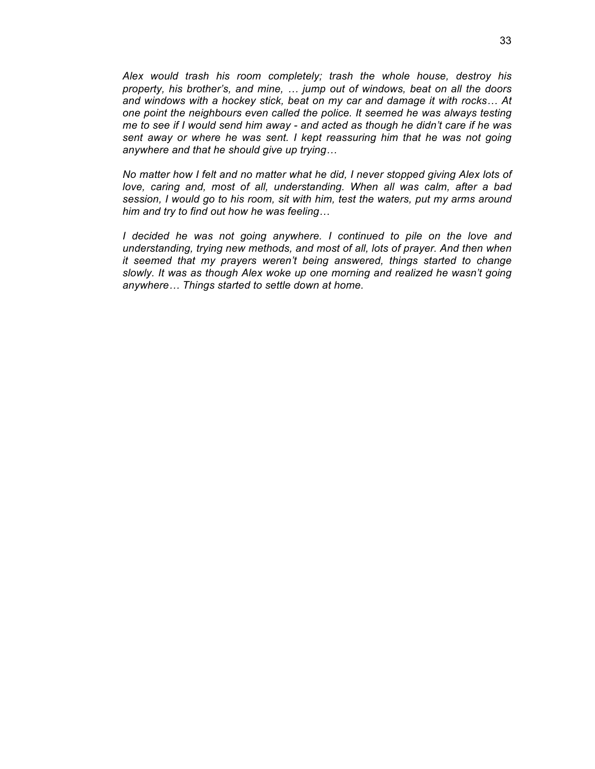*Alex would trash his room completely; trash the whole house, destroy his property, his brother's, and mine, … jump out of windows, beat on all the doors and windows with a hockey stick, beat on my car and damage it with rocks… At one point the neighbours even called the police. It seemed he was always testing me to see if I would send him away - and acted as though he didn't care if he was sent away or where he was sent. I kept reassuring him that he was not going anywhere and that he should give up trying…*

*No matter how I felt and no matter what he did, I never stopped giving Alex lots of love, caring and, most of all, understanding. When all was calm, after a bad session, I would go to his room, sit with him, test the waters, put my arms around him and try to find out how he was feeling…*

*I decided he was not going anywhere. I continued to pile on the love and understanding, trying new methods, and most of all, lots of prayer. And then when it seemed that my prayers weren't being answered, things started to change slowly. It was as though Alex woke up one morning and realized he wasn't going anywhere… Things started to settle down at home.*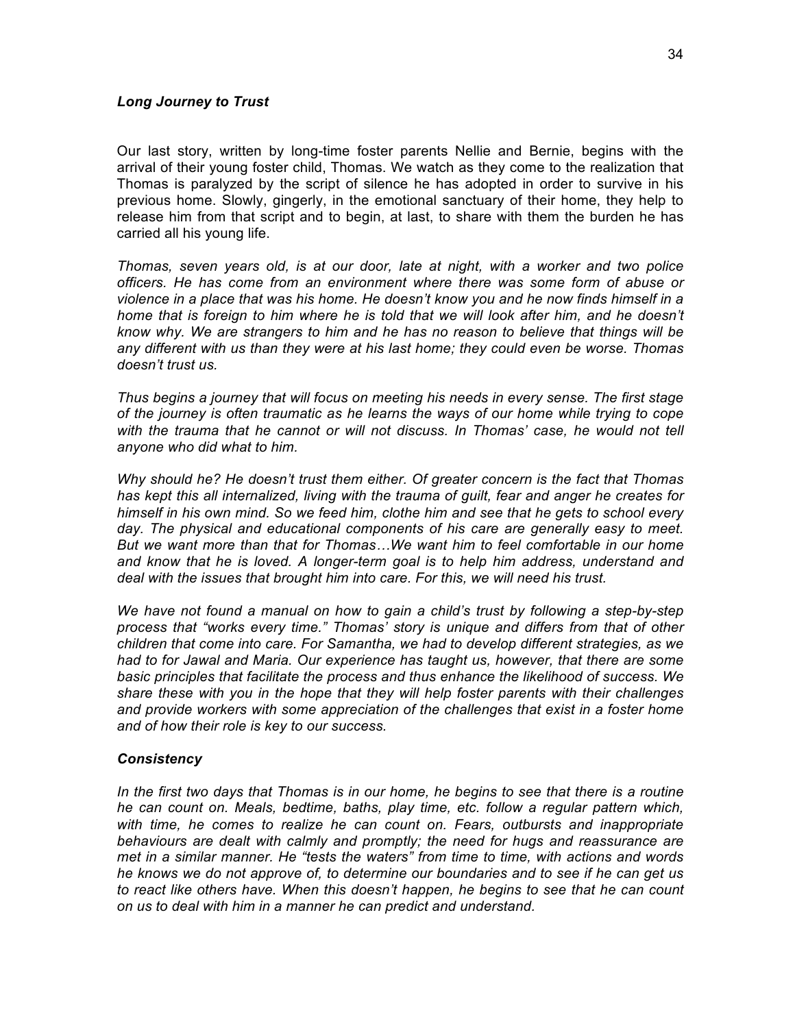### *Long Journey to Trust*

Our last story, written by long-time foster parents Nellie and Bernie, begins with the arrival of their young foster child, Thomas. We watch as they come to the realization that Thomas is paralyzed by the script of silence he has adopted in order to survive in his previous home. Slowly, gingerly, in the emotional sanctuary of their home, they help to release him from that script and to begin, at last, to share with them the burden he has carried all his young life.

*Thomas, seven years old, is at our door, late at night, with a worker and two police officers. He has come from an environment where there was some form of abuse or violence in a place that was his home. He doesn't know you and he now finds himself in a home that is foreign to him where he is told that we will look after him, and he doesn't know why. We are strangers to him and he has no reason to believe that things will be any different with us than they were at his last home; they could even be worse. Thomas doesn't trust us.*

*Thus begins a journey that will focus on meeting his needs in every sense. The first stage of the journey is often traumatic as he learns the ways of our home while trying to cope with the trauma that he cannot or will not discuss. In Thomas' case, he would not tell anyone who did what to him.*

*Why should he? He doesn't trust them either. Of greater concern is the fact that Thomas has kept this all internalized, living with the trauma of guilt, fear and anger he creates for himself in his own mind. So we feed him, clothe him and see that he gets to school every day. The physical and educational components of his care are generally easy to meet. But we want more than that for Thomas…We want him to feel comfortable in our home and know that he is loved. A longer-term goal is to help him address, understand and deal with the issues that brought him into care. For this, we will need his trust.*

*We have not found a manual on how to gain a child's trust by following a step-by-step process that "works every time." Thomas' story is unique and differs from that of other children that come into care. For Samantha, we had to develop different strategies, as we had to for Jawal and Maria. Our experience has taught us, however, that there are some basic principles that facilitate the process and thus enhance the likelihood of success. We share these with you in the hope that they will help foster parents with their challenges and provide workers with some appreciation of the challenges that exist in a foster home and of how their role is key to our success.*

#### *Consistency*

*In the first two days that Thomas is in our home, he begins to see that there is a routine he can count on. Meals, bedtime, baths, play time, etc. follow a regular pattern which, with time, he comes to realize he can count on. Fears, outbursts and inappropriate behaviours are dealt with calmly and promptly; the need for hugs and reassurance are met in a similar manner. He "tests the waters" from time to time, with actions and words he knows we do not approve of, to determine our boundaries and to see if he can get us to react like others have. When this doesn't happen, he begins to see that he can count on us to deal with him in a manner he can predict and understand.*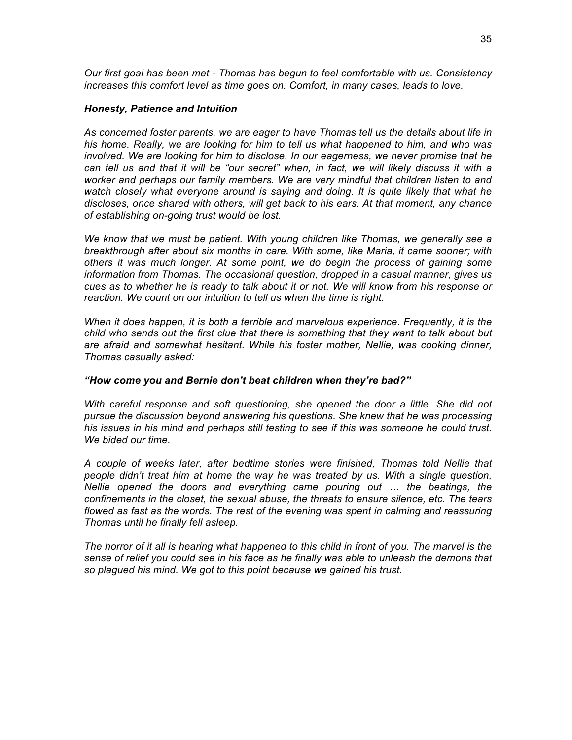*Our first goal has been met - Thomas has begun to feel comfortable with us. Consistency increases this comfort level as time goes on. Comfort, in many cases, leads to love.*

### ***Honesty, Patience and Intuition***

*As concerned foster parents, we are eager to have Thomas tell us the details about life in his home. Really, we are looking for him to tell us what happened to him, and who was involved. We are looking for him to disclose. In our eagerness, we never promise that he can tell us and that it will be "our secret" when, in fact, we will likely discuss it with a worker and perhaps our family members. We are very mindful that children listen to and watch closely what everyone around is saying and doing. It is quite likely that what he discloses, once shared with others, will get back to his ears. At that moment, any chance of establishing on-going trust would be lost.*

*We know that we must be patient. With young children like Thomas, we generally see a breakthrough after about six months in care. With some, like Maria, it came sooner; with others it was much longer. At some point, we do begin the process of gaining some information from Thomas. The occasional question, dropped in a casual manner, gives us cues as to whether he is ready to talk about it or not. We will know from his response or reaction. We count on our intuition to tell us when the time is right.*

*When it does happen, it is both a terrible and marvelous experience. Frequently, it is the child who sends out the first clue that there is something that they want to talk about but are afraid and somewhat hesitant. While his foster mother, Nellie, was cooking dinner, Thomas casually asked:*

***"How come you and Bernie don't beat children when they're bad?"***

*With careful response and soft questioning, she opened the door a little. She did not pursue the discussion beyond answering his questions. She knew that he was processing his issues in his mind and perhaps still testing to see if this was someone he could trust. We bided our time.*

*A couple of weeks later, after bedtime stories were finished, Thomas told Nellie that people didn't treat him at home the way he was treated by us. With a single question, Nellie opened the doors and everything came pouring out … the beatings, the confinements in the closet, the sexual abuse, the threats to ensure silence, etc. The tears flowed as fast as the words. The rest of the evening was spent in calming and reassuring Thomas until he finally fell asleep.*

*The horror of it all is hearing what happened to this child in front of you. The marvel is the sense of relief you could see in his face as he finally was able to unleash the demons that so plagued his mind. We got to this point because we gained his trust.*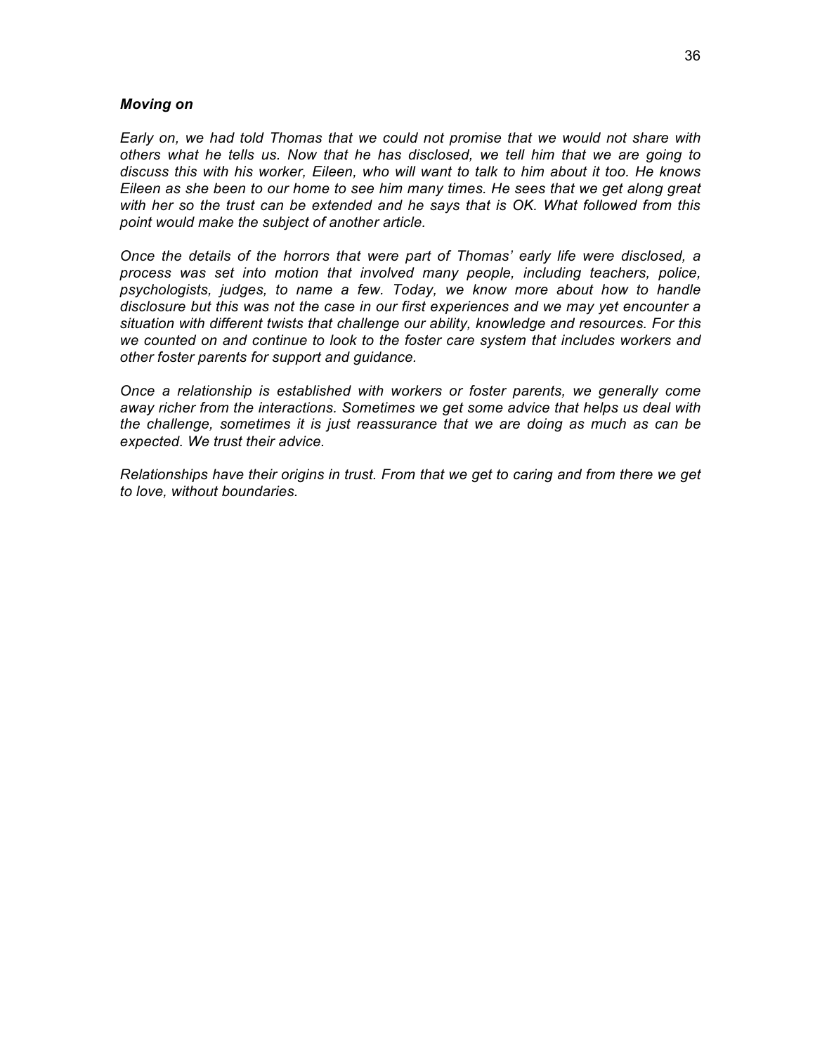### *Moving on*

*Early on, we had told Thomas that we could not promise that we would not share with others what he tells us. Now that he has disclosed, we tell him that we are going to discuss this with his worker, Eileen, who will want to talk to him about it too. He knows Eileen as she been to our home to see him many times. He sees that we get along great with her so the trust can be extended and he says that is OK. What followed from this point would make the subject of another article.*

*Once the details of the horrors that were part of Thomas' early life were disclosed, a process was set into motion that involved many people, including teachers, police, psychologists, judges, to name a few. Today, we know more about how to handle disclosure but this was not the case in our first experiences and we may yet encounter a situation with different twists that challenge our ability, knowledge and resources. For this we counted on and continue to look to the foster care system that includes workers and other foster parents for support and guidance.*

*Once a relationship is established with workers or foster parents, we generally come away richer from the interactions. Sometimes we get some advice that helps us deal with the challenge, sometimes it is just reassurance that we are doing as much as can be expected. We trust their advice.*

*Relationships have their origins in trust. From that we get to caring and from there we get to love, without boundaries.*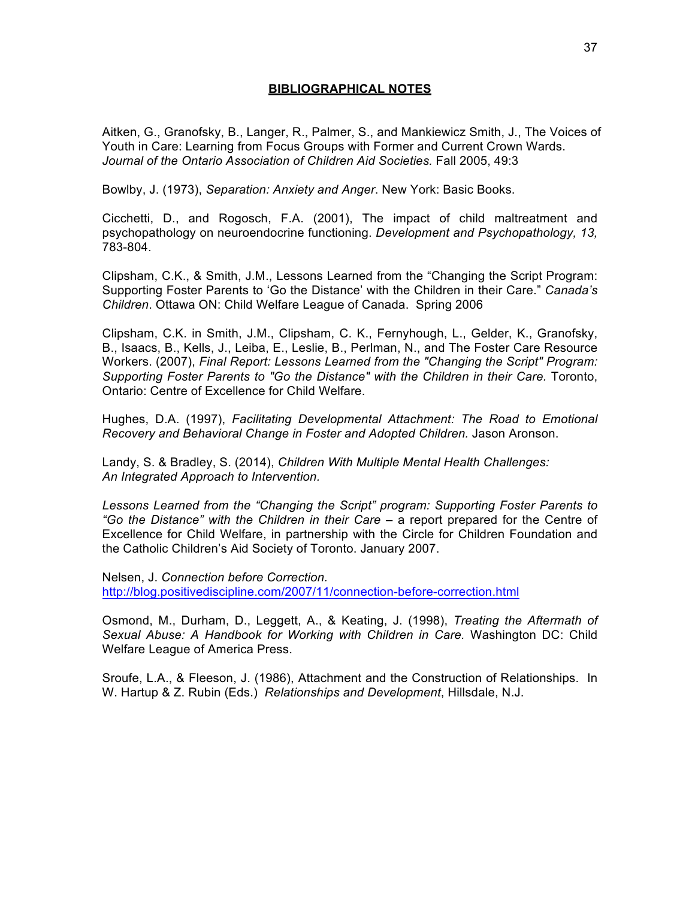## BIBLIOGRAPHICAL NOTES

Aitken, G., Granofsky, B., Langer, R., Palmer, S., and Mankiewicz Smith, J., The Voices of Youth in Care: Learning from Focus Groups with Former and Current Crown Wards. *Journal of the Ontario Association of Children Aid Societies.* Fall 2005, 49:3

Bowlby, J. (1973), *Separation: Anxiety and Anger*. New York: Basic Books.

Cicchetti, D., and Rogosch, F.A. (2001), The impact of child maltreatment and psychopathology on neuroendocrine functioning. *Development and Psychopathology, 13,* 783-804.

Clipsham, C.K., & Smith, J.M., Lessons Learned from the "Changing the Script Program: Supporting Foster Parents to 'Go the Distance' with the Children in their Care." *Canada's Children*. Ottawa ON: Child Welfare League of Canada. Spring 2006

Clipsham, C.K. in Smith, J.M., Clipsham, C. K., Fernyhough, L., Gelder, K., Granofsky, B., Isaacs, B., Kells, J., Leiba, E., Leslie, B., Perlman, N., and The Foster Care Resource Workers. (2007), *Final Report: Lessons Learned from the "Changing the Script" Program: Supporting Foster Parents to "Go the Distance" with the Children in their Care.* Toronto, Ontario: Centre of Excellence for Child Welfare.

Hughes, D.A. (1997), *Facilitating Developmental Attachment: The Road to Emotional Recovery and Behavioral Change in Foster and Adopted Children.* Jason Aronson.

Landy, S. & Bradley, S. (2014), *Children With Multiple Mental Health Challenges: An Integrated Approach to Intervention.*

*Lessons Learned from the "Changing the Script" program: Supporting Foster Parents to "Go the Distance" with the Children in their Care* – a report prepared for the Centre of Excellence for Child Welfare, in partnership with the Circle for Children Foundation and the Catholic Children's Aid Society of Toronto. January 2007.

Nelsen, J. *Connection before Correction*. http://blog.positivediscipline.com/2007/11/connection-before-correction.html

Osmond, M., Durham, D., Leggett, A., & Keating, J. (1998), *Treating the Aftermath of Sexual Abuse: A Handbook for Working with Children in Care.* Washington DC: Child Welfare League of America Press.

Sroufe, L.A., & Fleeson, J. (1986), Attachment and the Construction of Relationships. In W. Hartup & Z. Rubin (Eds.) *Relationships and Development*, Hillsdale, N.J.